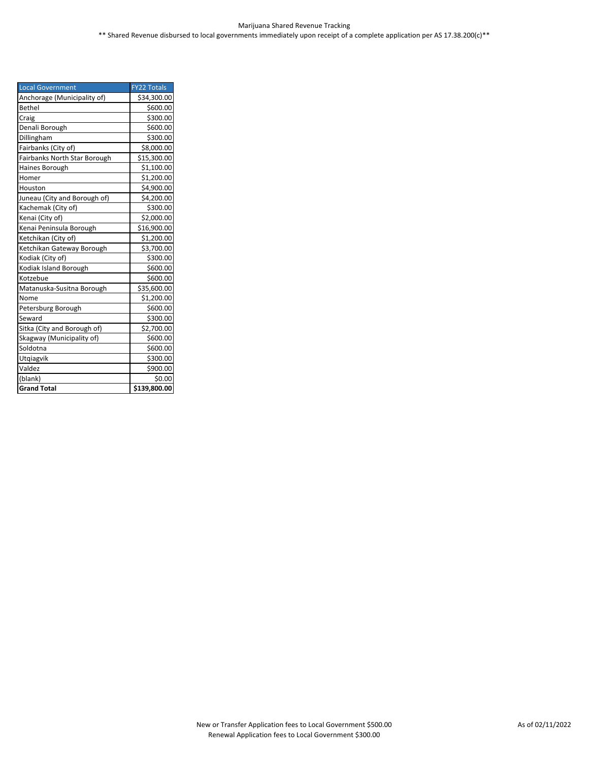Marijuana Shared Revenue Tracking

** Shared Revenue disbursed to local governments immediately upon receipt of a complete application per AS 17.38.200(c)**

| Local Government | FY22 Totals |
|---|---|
| Anchorage (Municipality of) | $34,300.00 |
| Bethel | $600.00 |
| Craig | $300.00 |
| Denali Borough | $600.00 |
| Dillingham | $300.00 |
| Fairbanks (City of) | $8,000.00 |
| Fairbanks North Star Borough | $15,300.00 |
| Haines Borough | $1,100.00 |
| Homer | $1,200.00 |
| Houston | $4,900.00 |
| Juneau (City and Borough of) | $4,200.00 |
| Kachemak (City of) | $300.00 |
| Kenai (City of) | $2,000.00 |
| Kenai Peninsula Borough | $16,900.00 |
| Ketchikan (City of) | $1,200.00 |
| Ketchikan Gateway Borough | $3,700.00 |
| Kodiak (City of) | $300.00 |
| Kodiak Island Borough | $600.00 |
| Kotzebue | $600.00 |
| Matanuska-Susitna Borough | $35,600.00 |
| Nome | $1,200.00 |
| Petersburg Borough | $600.00 |
| Seward | $300.00 |
| Sitka (City and Borough of) | $2,700.00 |
| Skagway (Municipality of) | $600.00 |
| Soldotna | $600.00 |
| Utqiagvik | $300.00 |
| Valdez | $900.00 |
| (blank) | $0.00 |
| **Grand Total** | **$139,800.00** |

New or Transfer Application fees to Local Government $500.00

Renewal Application fees to Local Government $300.00

As of 02/11/2022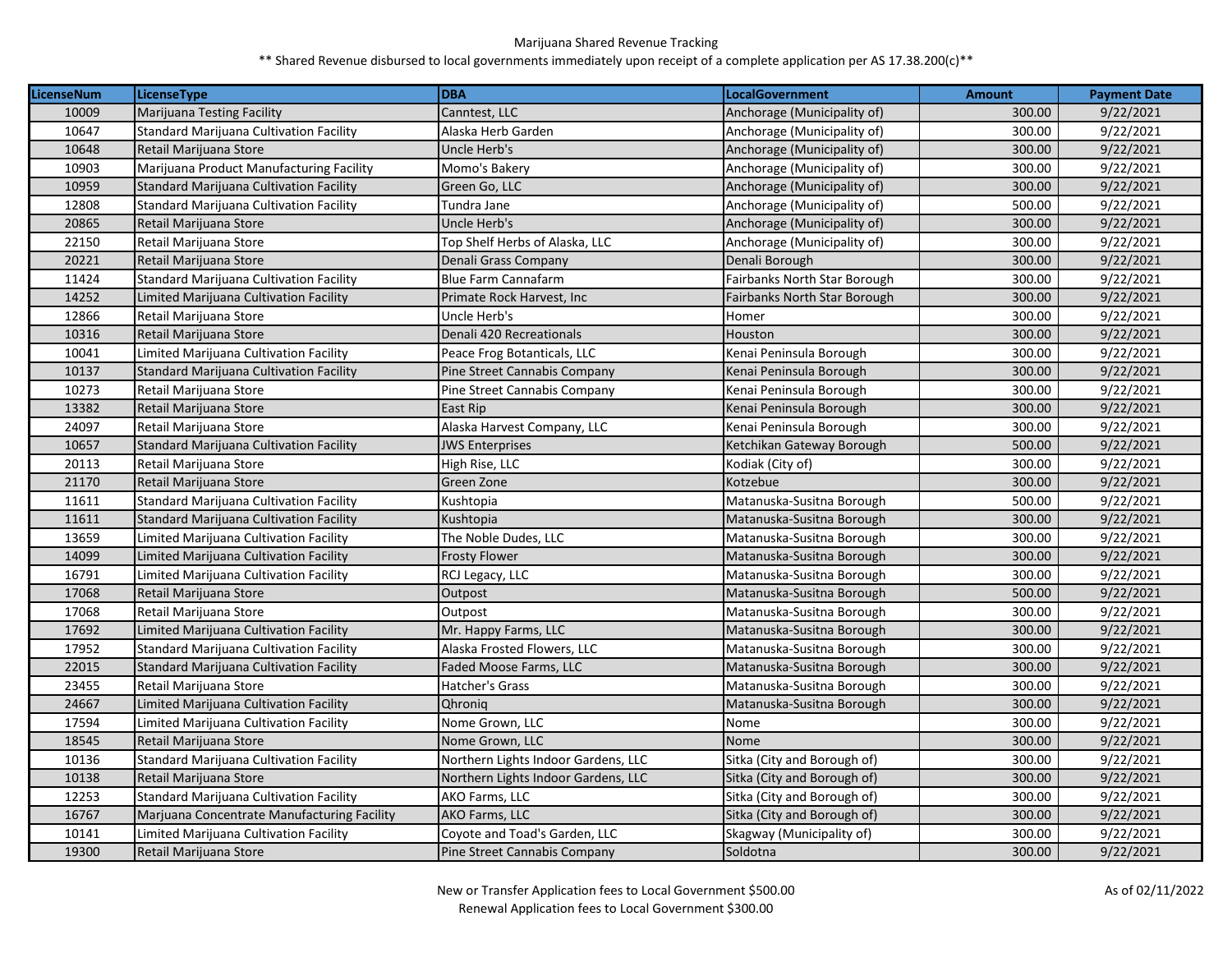Marijuana Shared Revenue Tracking

** Shared Revenue disbursed to local governments immediately upon receipt of a complete application per AS 17.38.200(c)**

| LicenseNum | LicenseType | DBA | LocalGovernment | Amount | Payment Date |
|---|---|---|---|---|---|
| 10009 | Marijuana Testing Facility | Canntest, LLC | Anchorage (Municipality of) | 300.00 | 9/22/2021 |
| 10647 | Standard Marijuana Cultivation Facility | Alaska Herb Garden | Anchorage (Municipality of) | 300.00 | 9/22/2021 |
| 10648 | Retail Marijuana Store | Uncle Herb's | Anchorage (Municipality of) | 300.00 | 9/22/2021 |
| 10903 | Marijuana Product Manufacturing Facility | Momo's Bakery | Anchorage (Municipality of) | 300.00 | 9/22/2021 |
| 10959 | Standard Marijuana Cultivation Facility | Green Go, LLC | Anchorage (Municipality of) | 300.00 | 9/22/2021 |
| 12808 | Standard Marijuana Cultivation Facility | Tundra Jane | Anchorage (Municipality of) | 500.00 | 9/22/2021 |
| 20865 | Retail Marijuana Store | Uncle Herb's | Anchorage (Municipality of) | 300.00 | 9/22/2021 |
| 22150 | Retail Marijuana Store | Top Shelf Herbs of Alaska, LLC | Anchorage (Municipality of) | 300.00 | 9/22/2021 |
| 20221 | Retail Marijuana Store | Denali Grass Company | Denali Borough | 300.00 | 9/22/2021 |
| 11424 | Standard Marijuana Cultivation Facility | Blue Farm Cannafarm | Fairbanks North Star Borough | 300.00 | 9/22/2021 |
| 14252 | Limited Marijuana Cultivation Facility | Primate Rock Harvest, Inc | Fairbanks North Star Borough | 300.00 | 9/22/2021 |
| 12866 | Retail Marijuana Store | Uncle Herb's | Homer | 300.00 | 9/22/2021 |
| 10316 | Retail Marijuana Store | Denali 420 Recreationals | Houston | 300.00 | 9/22/2021 |
| 10041 | Limited Marijuana Cultivation Facility | Peace Frog Botanticals, LLC | Kenai Peninsula Borough | 300.00 | 9/22/2021 |
| 10137 | Standard Marijuana Cultivation Facility | Pine Street Cannabis Company | Kenai Peninsula Borough | 300.00 | 9/22/2021 |
| 10273 | Retail Marijuana Store | Pine Street Cannabis Company | Kenai Peninsula Borough | 300.00 | 9/22/2021 |
| 13382 | Retail Marijuana Store | East Rip | Kenai Peninsula Borough | 300.00 | 9/22/2021 |
| 24097 | Retail Marijuana Store | Alaska Harvest Company, LLC | Kenai Peninsula Borough | 300.00 | 9/22/2021 |
| 10657 | Standard Marijuana Cultivation Facility | JWS Enterprises | Ketchikan Gateway Borough | 500.00 | 9/22/2021 |
| 20113 | Retail Marijuana Store | High Rise, LLC | Kodiak (City of) | 300.00 | 9/22/2021 |
| 21170 | Retail Marijuana Store | Green Zone | Kotzebue | 300.00 | 9/22/2021 |
| 11611 | Standard Marijuana Cultivation Facility | Kushtopia | Matanuska-Susitna Borough | 500.00 | 9/22/2021 |
| 11611 | Standard Marijuana Cultivation Facility | Kushtopia | Matanuska-Susitna Borough | 300.00 | 9/22/2021 |
| 13659 | Limited Marijuana Cultivation Facility | The Noble Dudes, LLC | Matanuska-Susitna Borough | 300.00 | 9/22/2021 |
| 14099 | Limited Marijuana Cultivation Facility | Frosty Flower | Matanuska-Susitna Borough | 300.00 | 9/22/2021 |
| 16791 | Limited Marijuana Cultivation Facility | RCJ Legacy, LLC | Matanuska-Susitna Borough | 300.00 | 9/22/2021 |
| 17068 | Retail Marijuana Store | Outpost | Matanuska-Susitna Borough | 500.00 | 9/22/2021 |
| 17068 | Retail Marijuana Store | Outpost | Matanuska-Susitna Borough | 300.00 | 9/22/2021 |
| 17692 | Limited Marijuana Cultivation Facility | Mr. Happy Farms, LLC | Matanuska-Susitna Borough | 300.00 | 9/22/2021 |
| 17952 | Standard Marijuana Cultivation Facility | Alaska Frosted Flowers, LLC | Matanuska-Susitna Borough | 300.00 | 9/22/2021 |
| 22015 | Standard Marijuana Cultivation Facility | Faded Moose Farms, LLC | Matanuska-Susitna Borough | 300.00 | 9/22/2021 |
| 23455 | Retail Marijuana Store | Hatcher's Grass | Matanuska-Susitna Borough | 300.00 | 9/22/2021 |
| 24667 | Limited Marijuana Cultivation Facility | Qhroniq | Matanuska-Susitna Borough | 300.00 | 9/22/2021 |
| 17594 | Limited Marijuana Cultivation Facility | Nome Grown, LLC | Nome | 300.00 | 9/22/2021 |
| 18545 | Retail Marijuana Store | Nome Grown, LLC | Nome | 300.00 | 9/22/2021 |
| 10136 | Standard Marijuana Cultivation Facility | Northern Lights Indoor Gardens, LLC | Sitka (City and Borough of) | 300.00 | 9/22/2021 |
| 10138 | Retail Marijuana Store | Northern Lights Indoor Gardens, LLC | Sitka (City and Borough of) | 300.00 | 9/22/2021 |
| 12253 | Standard Marijuana Cultivation Facility | AKO Farms, LLC | Sitka (City and Borough of) | 300.00 | 9/22/2021 |
| 16767 | Marjuana Concentrate Manufacturing Facility | AKO Farms, LLC | Sitka (City and Borough of) | 300.00 | 9/22/2021 |
| 10141 | Limited Marijuana Cultivation Facility | Coyote and Toad's Garden, LLC | Skagway (Municipality of) | 300.00 | 9/22/2021 |
| 19300 | Retail Marijuana Store | Pine Street Cannabis Company | Soldotna | 300.00 | 9/22/2021 |

New or Transfer Application fees to Local Government $500.00

Renewal Application fees to Local Government $300.00

As of 02/11/2022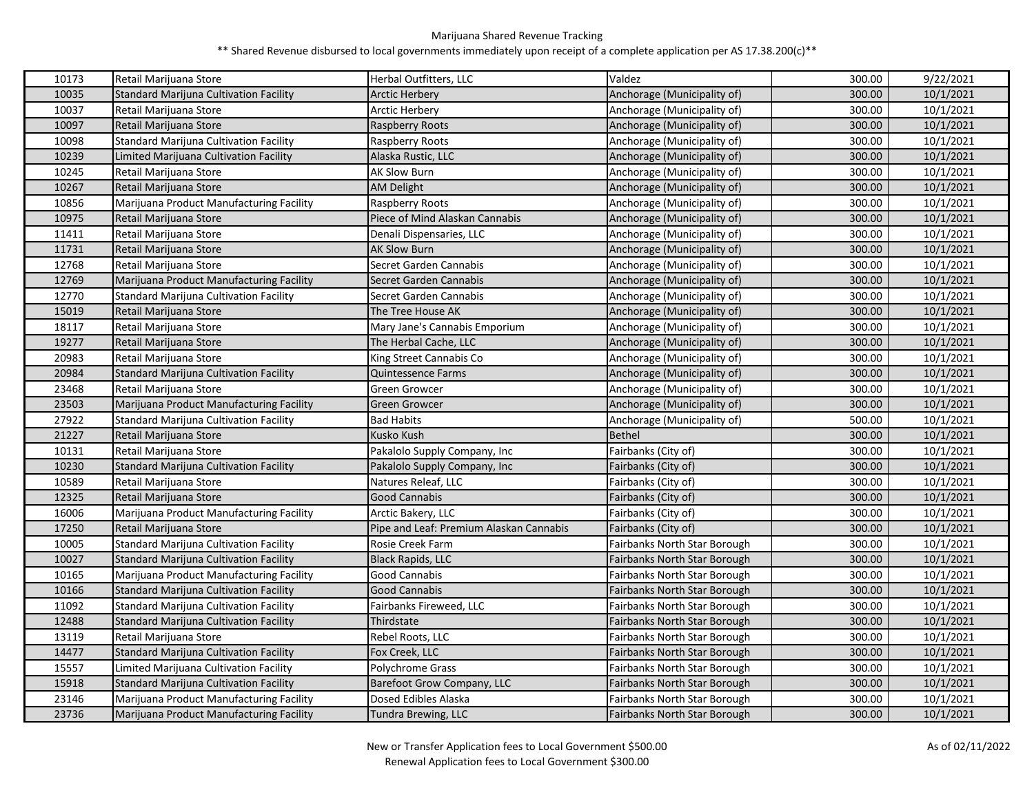Marijuana Shared Revenue Tracking

** Shared Revenue disbursed to local governments immediately upon receipt of a complete application per AS 17.38.200(c)**

| | | | | | |
|---|---|---|---|---|---|
| 10173 | Retail Marijuana Store | Herbal Outfitters, LLC | Valdez | 300.00 | 9/22/2021 |
| 10035 | Standard Marijuna Cultivation Facility | Arctic Herbery | Anchorage (Municipality of) | 300.00 | 10/1/2021 |
| 10037 | Retail Marijuana Store | Arctic Herbery | Anchorage (Municipality of) | 300.00 | 10/1/2021 |
| 10097 | Retail Marijuana Store | Raspberry Roots | Anchorage (Municipality of) | 300.00 | 10/1/2021 |
| 10098 | Standard Marijuna Cultivation Facility | Raspberry Roots | Anchorage (Municipality of) | 300.00 | 10/1/2021 |
| 10239 | Limited Marijuana Cultivation Facility | Alaska Rustic, LLC | Anchorage (Municipality of) | 300.00 | 10/1/2021 |
| 10245 | Retail Marijuana Store | AK Slow Burn | Anchorage (Municipality of) | 300.00 | 10/1/2021 |
| 10267 | Retail Marijuana Store | AM Delight | Anchorage (Municipality of) | 300.00 | 10/1/2021 |
| 10856 | Marijuana Product Manufacturing Facility | Raspberry Roots | Anchorage (Municipality of) | 300.00 | 10/1/2021 |
| 10975 | Retail Marijuana Store | Piece of Mind Alaskan Cannabis | Anchorage (Municipality of) | 300.00 | 10/1/2021 |
| 11411 | Retail Marijuana Store | Denali Dispensaries, LLC | Anchorage (Municipality of) | 300.00 | 10/1/2021 |
| 11731 | Retail Marijuana Store | AK Slow Burn | Anchorage (Municipality of) | 300.00 | 10/1/2021 |
| 12768 | Retail Marijuana Store | Secret Garden Cannabis | Anchorage (Municipality of) | 300.00 | 10/1/2021 |
| 12769 | Marijuana Product Manufacturing Facility | Secret Garden Cannabis | Anchorage (Municipality of) | 300.00 | 10/1/2021 |
| 12770 | Standard Marijuna Cultivation Facility | Secret Garden Cannabis | Anchorage (Municipality of) | 300.00 | 10/1/2021 |
| 15019 | Retail Marijuana Store | The Tree House AK | Anchorage (Municipality of) | 300.00 | 10/1/2021 |
| 18117 | Retail Marijuana Store | Mary Jane's Cannabis Emporium | Anchorage (Municipality of) | 300.00 | 10/1/2021 |
| 19277 | Retail Marijuana Store | The Herbal Cache, LLC | Anchorage (Municipality of) | 300.00 | 10/1/2021 |
| 20983 | Retail Marijuana Store | King Street Cannabis Co | Anchorage (Municipality of) | 300.00 | 10/1/2021 |
| 20984 | Standard Marijuna Cultivation Facility | Quintessence Farms | Anchorage (Municipality of) | 300.00 | 10/1/2021 |
| 23468 | Retail Marijuana Store | Green Growcer | Anchorage (Municipality of) | 300.00 | 10/1/2021 |
| 23503 | Marijuana Product Manufacturing Facility | Green Growcer | Anchorage (Municipality of) | 300.00 | 10/1/2021 |
| 27922 | Standard Marijuna Cultivation Facility | Bad Habits | Anchorage (Municipality of) | 500.00 | 10/1/2021 |
| 21227 | Retail Marijuana Store | Kusko Kush | Bethel | 300.00 | 10/1/2021 |
| 10131 | Retail Marijuana Store | Pakalolo Supply Company, Inc | Fairbanks (City of) | 300.00 | 10/1/2021 |
| 10230 | Standard Marijuna Cultivation Facility | Pakalolo Supply Company, Inc | Fairbanks (City of) | 300.00 | 10/1/2021 |
| 10589 | Retail Marijuana Store | Natures Releaf, LLC | Fairbanks (City of) | 300.00 | 10/1/2021 |
| 12325 | Retail Marijuana Store | Good Cannabis | Fairbanks (City of) | 300.00 | 10/1/2021 |
| 16006 | Marijuana Product Manufacturing Facility | Arctic Bakery, LLC | Fairbanks (City of) | 300.00 | 10/1/2021 |
| 17250 | Retail Marijuana Store | Pipe and Leaf: Premium Alaskan Cannabis | Fairbanks (City of) | 300.00 | 10/1/2021 |
| 10005 | Standard Marijuna Cultivation Facility | Rosie Creek Farm | Fairbanks North Star Borough | 300.00 | 10/1/2021 |
| 10027 | Standard Marijuna Cultivation Facility | Black Rapids, LLC | Fairbanks North Star Borough | 300.00 | 10/1/2021 |
| 10165 | Marijuana Product Manufacturing Facility | Good Cannabis | Fairbanks North Star Borough | 300.00 | 10/1/2021 |
| 10166 | Standard Marijuna Cultivation Facility | Good Cannabis | Fairbanks North Star Borough | 300.00 | 10/1/2021 |
| 11092 | Standard Marijuna Cultivation Facility | Fairbanks Fireweed, LLC | Fairbanks North Star Borough | 300.00 | 10/1/2021 |
| 12488 | Standard Marijuna Cultivation Facility | Thirdstate | Fairbanks North Star Borough | 300.00 | 10/1/2021 |
| 13119 | Retail Marijuana Store | Rebel Roots, LLC | Fairbanks North Star Borough | 300.00 | 10/1/2021 |
| 14477 | Standard Marijuna Cultivation Facility | Fox Creek, LLC | Fairbanks North Star Borough | 300.00 | 10/1/2021 |
| 15557 | Limited Marijuana Cultivation Facility | Polychrome Grass | Fairbanks North Star Borough | 300.00 | 10/1/2021 |
| 15918 | Standard Marijuna Cultivation Facility | Barefoot Grow Company, LLC | Fairbanks North Star Borough | 300.00 | 10/1/2021 |
| 23146 | Marijuana Product Manufacturing Facility | Dosed Edibles Alaska | Fairbanks North Star Borough | 300.00 | 10/1/2021 |
| 23736 | Marijuana Product Manufacturing Facility | Tundra Brewing, LLC | Fairbanks North Star Borough | 300.00 | 10/1/2021 |

New or Transfer Application fees to Local Government $500.00
Renewal Application fees to Local Government $300.00

As of 02/11/2022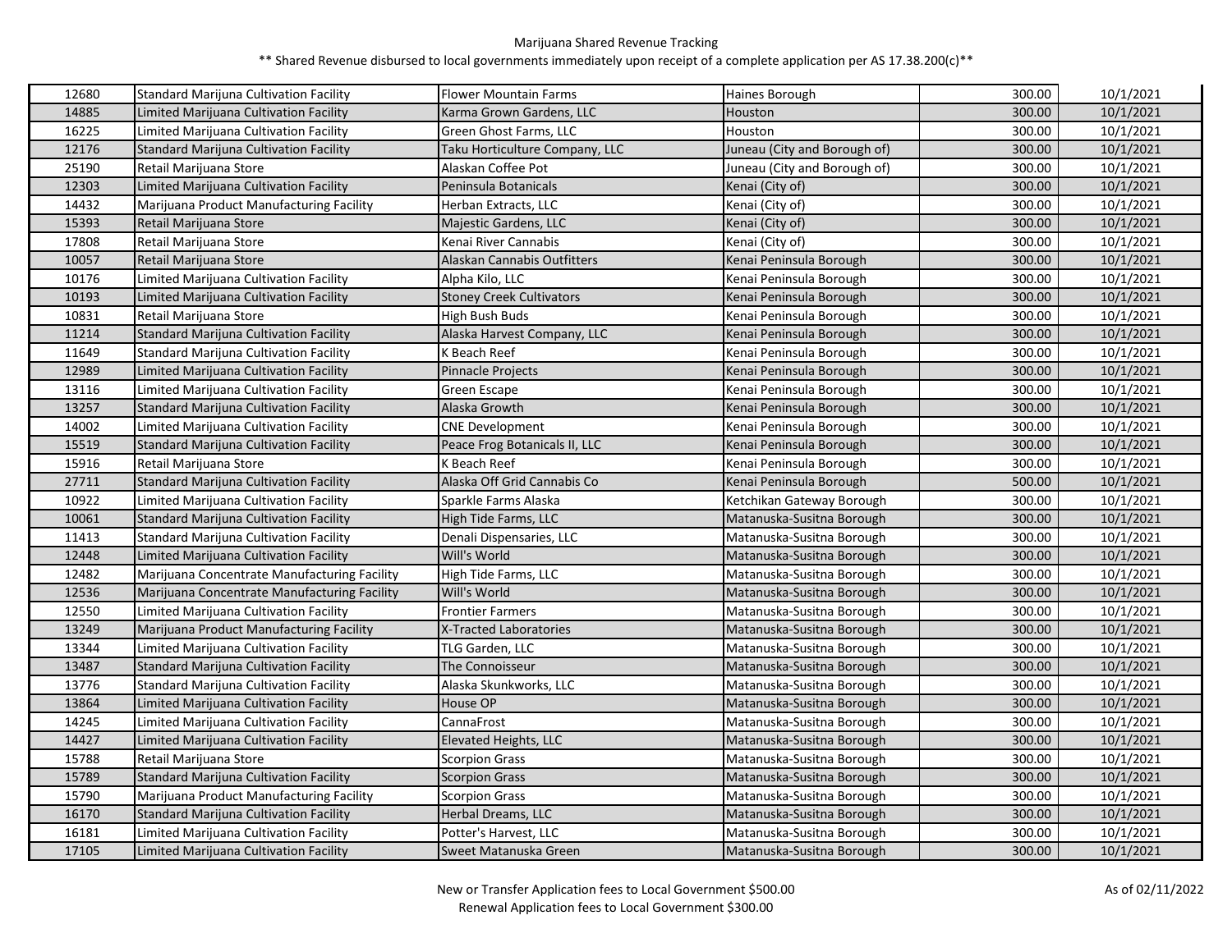Marijuana Shared Revenue Tracking

** Shared Revenue disbursed to local governments immediately upon receipt of a complete application per AS 17.38.200(c)**

| | | | | | |
|---|---|---|---|---|---|
| 12680 | Standard Marijuna Cultivation Facility | Flower Mountain Farms | Haines Borough | 300.00 | 10/1/2021 |
| 14885 | Limited Marijuana Cultivation Facility | Karma Grown Gardens, LLC | Houston | 300.00 | 10/1/2021 |
| 16225 | Limited Marijuana Cultivation Facility | Green Ghost Farms, LLC | Houston | 300.00 | 10/1/2021 |
| 12176 | Standard Marijuna Cultivation Facility | Taku Horticulture Company, LLC | Juneau (City and Borough of) | 300.00 | 10/1/2021 |
| 25190 | Retail Marijuana Store | Alaskan Coffee Pot | Juneau (City and Borough of) | 300.00 | 10/1/2021 |
| 12303 | Limited Marijuana Cultivation Facility | Peninsula Botanicals | Kenai (City of) | 300.00 | 10/1/2021 |
| 14432 | Marijuana Product Manufacturing Facility | Herban Extracts, LLC | Kenai (City of) | 300.00 | 10/1/2021 |
| 15393 | Retail Marijuana Store | Majestic Gardens, LLC | Kenai (City of) | 300.00 | 10/1/2021 |
| 17808 | Retail Marijuana Store | Kenai River Cannabis | Kenai (City of) | 300.00 | 10/1/2021 |
| 10057 | Retail Marijuana Store | Alaskan Cannabis Outfitters | Kenai Peninsula Borough | 300.00 | 10/1/2021 |
| 10176 | Limited Marijuana Cultivation Facility | Alpha Kilo, LLC | Kenai Peninsula Borough | 300.00 | 10/1/2021 |
| 10193 | Limited Marijuana Cultivation Facility | Stoney Creek Cultivators | Kenai Peninsula Borough | 300.00 | 10/1/2021 |
| 10831 | Retail Marijuana Store | High Bush Buds | Kenai Peninsula Borough | 300.00 | 10/1/2021 |
| 11214 | Standard Marijuna Cultivation Facility | Alaska Harvest Company, LLC | Kenai Peninsula Borough | 300.00 | 10/1/2021 |
| 11649 | Standard Marijuna Cultivation Facility | K Beach Reef | Kenai Peninsula Borough | 300.00 | 10/1/2021 |
| 12989 | Limited Marijuana Cultivation Facility | Pinnacle Projects | Kenai Peninsula Borough | 300.00 | 10/1/2021 |
| 13116 | Limited Marijuana Cultivation Facility | Green Escape | Kenai Peninsula Borough | 300.00 | 10/1/2021 |
| 13257 | Standard Marijuna Cultivation Facility | Alaska Growth | Kenai Peninsula Borough | 300.00 | 10/1/2021 |
| 14002 | Limited Marijuana Cultivation Facility | CNE Development | Kenai Peninsula Borough | 300.00 | 10/1/2021 |
| 15519 | Standard Marijuna Cultivation Facility | Peace Frog Botanicals II, LLC | Kenai Peninsula Borough | 300.00 | 10/1/2021 |
| 15916 | Retail Marijuana Store | K Beach Reef | Kenai Peninsula Borough | 300.00 | 10/1/2021 |
| 27711 | Standard Marijuna Cultivation Facility | Alaska Off Grid Cannabis Co | Kenai Peninsula Borough | 500.00 | 10/1/2021 |
| 10922 | Limited Marijuana Cultivation Facility | Sparkle Farms Alaska | Ketchikan Gateway Borough | 300.00 | 10/1/2021 |
| 10061 | Standard Marijuna Cultivation Facility | High Tide Farms, LLC | Matanuska-Susitna Borough | 300.00 | 10/1/2021 |
| 11413 | Standard Marijuna Cultivation Facility | Denali Dispensaries, LLC | Matanuska-Susitna Borough | 300.00 | 10/1/2021 |
| 12448 | Limited Marijuana Cultivation Facility | Will's World | Matanuska-Susitna Borough | 300.00 | 10/1/2021 |
| 12482 | Marijuana Concentrate Manufacturing Facility | High Tide Farms, LLC | Matanuska-Susitna Borough | 300.00 | 10/1/2021 |
| 12536 | Marijuana Concentrate Manufacturing Facility | Will's World | Matanuska-Susitna Borough | 300.00 | 10/1/2021 |
| 12550 | Limited Marijuana Cultivation Facility | Frontier Farmers | Matanuska-Susitna Borough | 300.00 | 10/1/2021 |
| 13249 | Marijuana Product Manufacturing Facility | X-Tracted Laboratories | Matanuska-Susitna Borough | 300.00 | 10/1/2021 |
| 13344 | Limited Marijuana Cultivation Facility | TLG Garden, LLC | Matanuska-Susitna Borough | 300.00 | 10/1/2021 |
| 13487 | Standard Marijuna Cultivation Facility | The Connoisseur | Matanuska-Susitna Borough | 300.00 | 10/1/2021 |
| 13776 | Standard Marijuna Cultivation Facility | Alaska Skunkworks, LLC | Matanuska-Susitna Borough | 300.00 | 10/1/2021 |
| 13864 | Limited Marijuana Cultivation Facility | House OP | Matanuska-Susitna Borough | 300.00 | 10/1/2021 |
| 14245 | Limited Marijuana Cultivation Facility | CannaFrost | Matanuska-Susitna Borough | 300.00 | 10/1/2021 |
| 14427 | Limited Marijuana Cultivation Facility | Elevated Heights, LLC | Matanuska-Susitna Borough | 300.00 | 10/1/2021 |
| 15788 | Retail Marijuana Store | Scorpion Grass | Matanuska-Susitna Borough | 300.00 | 10/1/2021 |
| 15789 | Standard Marijuna Cultivation Facility | Scorpion Grass | Matanuska-Susitna Borough | 300.00 | 10/1/2021 |
| 15790 | Marijuana Product Manufacturing Facility | Scorpion Grass | Matanuska-Susitna Borough | 300.00 | 10/1/2021 |
| 16170 | Standard Marijuna Cultivation Facility | Herbal Dreams, LLC | Matanuska-Susitna Borough | 300.00 | 10/1/2021 |
| 16181 | Limited Marijuana Cultivation Facility | Potter's Harvest, LLC | Matanuska-Susitna Borough | 300.00 | 10/1/2021 |
| 17105 | Limited Marijuana Cultivation Facility | Sweet Matanuska Green | Matanuska-Susitna Borough | 300.00 | 10/1/2021 |

New or Transfer Application fees to Local Government $500.00

Renewal Application fees to Local Government $300.00

As of 02/11/2022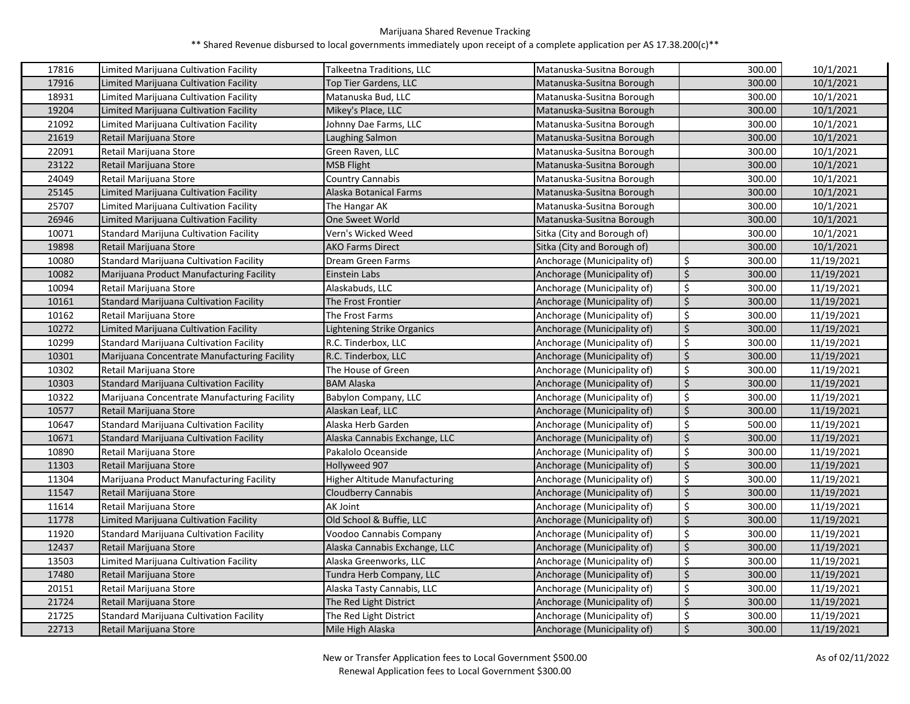Marijuana Shared Revenue Tracking

** Shared Revenue disbursed to local governments immediately upon receipt of a complete application per AS 17.38.200(c)**

| | | | | | | |
|---|---|---|---|---|---|---|
| 17816 | Limited Marijuana Cultivation Facility | Talkeetna Traditions, LLC | Matanuska-Susitna Borough | | 300.00 | 10/1/2021 |
| 17916 | Limited Marijuana Cultivation Facility | Top Tier Gardens, LLC | Matanuska-Susitna Borough | | 300.00 | 10/1/2021 |
| 18931 | Limited Marijuana Cultivation Facility | Matanuska Bud, LLC | Matanuska-Susitna Borough | | 300.00 | 10/1/2021 |
| 19204 | Limited Marijuana Cultivation Facility | Mikey's Place, LLC | Matanuska-Susitna Borough | | 300.00 | 10/1/2021 |
| 21092 | Limited Marijuana Cultivation Facility | Johnny Dae Farms, LLC | Matanuska-Susitna Borough | | 300.00 | 10/1/2021 |
| 21619 | Retail Marijuana Store | Laughing Salmon | Matanuska-Susitna Borough | | 300.00 | 10/1/2021 |
| 22091 | Retail Marijuana Store | Green Raven, LLC | Matanuska-Susitna Borough | | 300.00 | 10/1/2021 |
| 23122 | Retail Marijuana Store | MSB Flight | Matanuska-Susitna Borough | | 300.00 | 10/1/2021 |
| 24049 | Retail Marijuana Store | Country Cannabis | Matanuska-Susitna Borough | | 300.00 | 10/1/2021 |
| 25145 | Limited Marijuana Cultivation Facility | Alaska Botanical Farms | Matanuska-Susitna Borough | | 300.00 | 10/1/2021 |
| 25707 | Limited Marijuana Cultivation Facility | The Hangar AK | Matanuska-Susitna Borough | | 300.00 | 10/1/2021 |
| 26946 | Limited Marijuana Cultivation Facility | One Sweet World | Matanuska-Susitna Borough | | 300.00 | 10/1/2021 |
| 10071 | Standard Marijuna Cultivation Facility | Vern's Wicked Weed | Sitka (City and Borough of) | | 300.00 | 10/1/2021 |
| 19898 | Retail Marijuana Store | AKO Farms Direct | Sitka (City and Borough of) | | 300.00 | 10/1/2021 |
| 10080 | Standard Marijuana Cultivation Facility | Dream Green Farms | Anchorage (Municipality of) | $ | 300.00 | 11/19/2021 |
| 10082 | Marijuana Product Manufacturing Facility | Einstein Labs | Anchorage (Municipality of) | $ | 300.00 | 11/19/2021 |
| 10094 | Retail Marijuana Store | Alaskabuds, LLC | Anchorage (Municipality of) | $ | 300.00 | 11/19/2021 |
| 10161 | Standard Marijuana Cultivation Facility | The Frost Frontier | Anchorage (Municipality of) | $ | 300.00 | 11/19/2021 |
| 10162 | Retail Marijuana Store | The Frost Farms | Anchorage (Municipality of) | $ | 300.00 | 11/19/2021 |
| 10272 | Limited Marijuana Cultivation Facility | Lightening Strike Organics | Anchorage (Municipality of) | $ | 300.00 | 11/19/2021 |
| 10299 | Standard Marijuana Cultivation Facility | R.C. Tinderbox, LLC | Anchorage (Municipality of) | $ | 300.00 | 11/19/2021 |
| 10301 | Marijuana Concentrate Manufacturing Facility | R.C. Tinderbox, LLC | Anchorage (Municipality of) | $ | 300.00 | 11/19/2021 |
| 10302 | Retail Marijuana Store | The House of Green | Anchorage (Municipality of) | $ | 300.00 | 11/19/2021 |
| 10303 | Standard Marijuana Cultivation Facility | BAM Alaska | Anchorage (Municipality of) | $ | 300.00 | 11/19/2021 |
| 10322 | Marijuana Concentrate Manufacturing Facility | Babylon Company, LLC | Anchorage (Municipality of) | $ | 300.00 | 11/19/2021 |
| 10577 | Retail Marijuana Store | Alaskan Leaf, LLC | Anchorage (Municipality of) | $ | 300.00 | 11/19/2021 |
| 10647 | Standard Marijuana Cultivation Facility | Alaska Herb Garden | Anchorage (Municipality of) | $ | 500.00 | 11/19/2021 |
| 10671 | Standard Marijuana Cultivation Facility | Alaska Cannabis Exchange, LLC | Anchorage (Municipality of) | $ | 300.00 | 11/19/2021 |
| 10890 | Retail Marijuana Store | Pakalolo Oceanside | Anchorage (Municipality of) | $ | 300.00 | 11/19/2021 |
| 11303 | Retail Marijuana Store | Hollyweed 907 | Anchorage (Municipality of) | $ | 300.00 | 11/19/2021 |
| 11304 | Marijuana Product Manufacturing Facility | Higher Altitude Manufacturing | Anchorage (Municipality of) | $ | 300.00 | 11/19/2021 |
| 11547 | Retail Marijuana Store | Cloudberry Cannabis | Anchorage (Municipality of) | $ | 300.00 | 11/19/2021 |
| 11614 | Retail Marijuana Store | AK Joint | Anchorage (Municipality of) | $ | 300.00 | 11/19/2021 |
| 11778 | Limited Marijuana Cultivation Facility | Old School & Buffie, LLC | Anchorage (Municipality of) | $ | 300.00 | 11/19/2021 |
| 11920 | Standard Marijuana Cultivation Facility | Voodoo Cannabis Company | Anchorage (Municipality of) | $ | 300.00 | 11/19/2021 |
| 12437 | Retail Marijuana Store | Alaska Cannabis Exchange, LLC | Anchorage (Municipality of) | $ | 300.00 | 11/19/2021 |
| 13503 | Limited Marijuana Cultivation Facility | Alaska Greenworks, LLC | Anchorage (Municipality of) | $ | 300.00 | 11/19/2021 |
| 17480 | Retail Marijuana Store | Tundra Herb Company, LLC | Anchorage (Municipality of) | $ | 300.00 | 11/19/2021 |
| 20151 | Retail Marijuana Store | Alaska Tasty Cannabis, LLC | Anchorage (Municipality of) | $ | 300.00 | 11/19/2021 |
| 21724 | Retail Marijuana Store | The Red Light District | Anchorage (Municipality of) | $ | 300.00 | 11/19/2021 |
| 21725 | Standard Marijuana Cultivation Facility | The Red Light District | Anchorage (Municipality of) | $ | 300.00 | 11/19/2021 |
| 22713 | Retail Marijuana Store | Mile High Alaska | Anchorage (Municipality of) | $ | 300.00 | 11/19/2021 |

New or Transfer Application fees to Local Government $500.00

Renewal Application fees to Local Government $300.00

As of 02/11/2022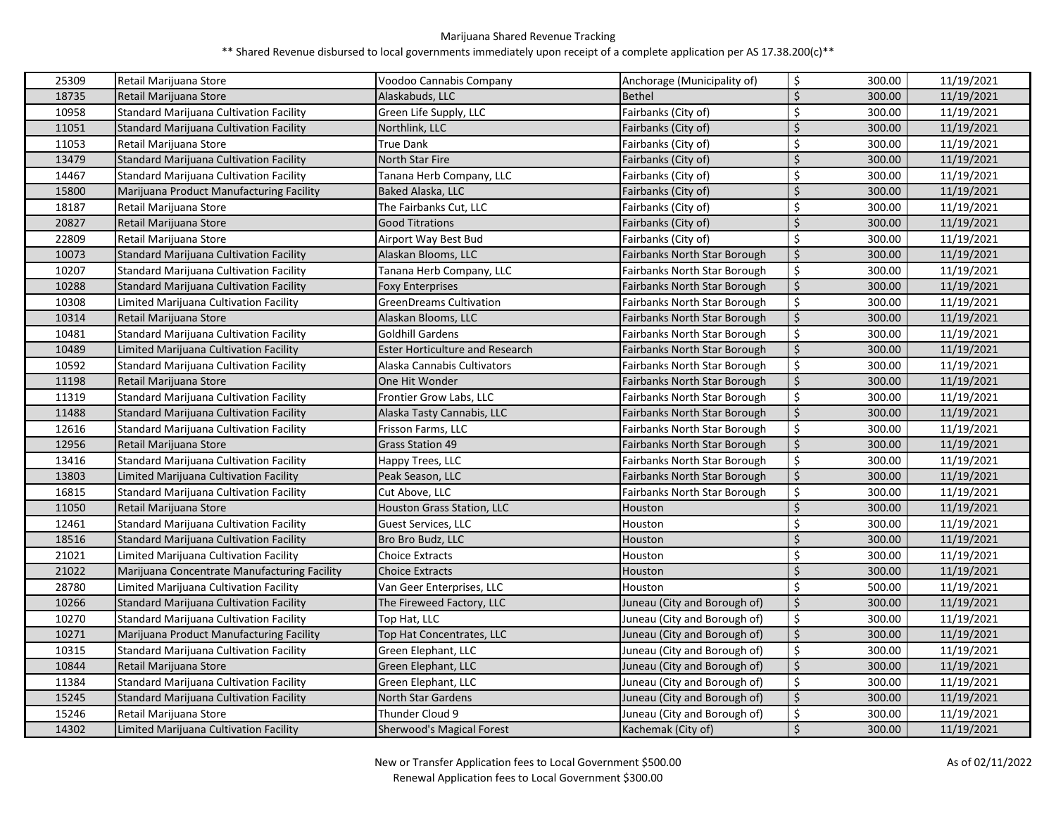Marijuana Shared Revenue Tracking

** Shared Revenue disbursed to local governments immediately upon receipt of a complete application per AS 17.38.200(c)**

| | | | | | |
|---|---|---|---|---|---|
| 25309 | Retail Marijuana Store | Voodoo Cannabis Company | Anchorage (Municipality of) | $ 300.00 | 11/19/2021 |
| 18735 | Retail Marijuana Store | Alaskabuds, LLC | Bethel | $ 300.00 | 11/19/2021 |
| 10958 | Standard Marijuana Cultivation Facility | Green Life Supply, LLC | Fairbanks (City of) | $ 300.00 | 11/19/2021 |
| 11051 | Standard Marijuana Cultivation Facility | Northlink, LLC | Fairbanks (City of) | $ 300.00 | 11/19/2021 |
| 11053 | Retail Marijuana Store | True Dank | Fairbanks (City of) | $ 300.00 | 11/19/2021 |
| 13479 | Standard Marijuana Cultivation Facility | North Star Fire | Fairbanks (City of) | $ 300.00 | 11/19/2021 |
| 14467 | Standard Marijuana Cultivation Facility | Tanana Herb Company, LLC | Fairbanks (City of) | $ 300.00 | 11/19/2021 |
| 15800 | Marijuana Product Manufacturing Facility | Baked Alaska, LLC | Fairbanks (City of) | $ 300.00 | 11/19/2021 |
| 18187 | Retail Marijuana Store | The Fairbanks Cut, LLC | Fairbanks (City of) | $ 300.00 | 11/19/2021 |
| 20827 | Retail Marijuana Store | Good Titrations | Fairbanks (City of) | $ 300.00 | 11/19/2021 |
| 22809 | Retail Marijuana Store | Airport Way Best Bud | Fairbanks (City of) | $ 300.00 | 11/19/2021 |
| 10073 | Standard Marijuana Cultivation Facility | Alaskan Blooms, LLC | Fairbanks North Star Borough | $ 300.00 | 11/19/2021 |
| 10207 | Standard Marijuana Cultivation Facility | Tanana Herb Company, LLC | Fairbanks North Star Borough | $ 300.00 | 11/19/2021 |
| 10288 | Standard Marijuana Cultivation Facility | Foxy Enterprises | Fairbanks North Star Borough | $ 300.00 | 11/19/2021 |
| 10308 | Limited Marijuana Cultivation Facility | GreenDreams Cultivation | Fairbanks North Star Borough | $ 300.00 | 11/19/2021 |
| 10314 | Retail Marijuana Store | Alaskan Blooms, LLC | Fairbanks North Star Borough | $ 300.00 | 11/19/2021 |
| 10481 | Standard Marijuana Cultivation Facility | Goldhill Gardens | Fairbanks North Star Borough | $ 300.00 | 11/19/2021 |
| 10489 | Limited Marijuana Cultivation Facility | Ester Horticulture and Research | Fairbanks North Star Borough | $ 300.00 | 11/19/2021 |
| 10592 | Standard Marijuana Cultivation Facility | Alaska Cannabis Cultivators | Fairbanks North Star Borough | $ 300.00 | 11/19/2021 |
| 11198 | Retail Marijuana Store | One Hit Wonder | Fairbanks North Star Borough | $ 300.00 | 11/19/2021 |
| 11319 | Standard Marijuana Cultivation Facility | Frontier Grow Labs, LLC | Fairbanks North Star Borough | $ 300.00 | 11/19/2021 |
| 11488 | Standard Marijuana Cultivation Facility | Alaska Tasty Cannabis, LLC | Fairbanks North Star Borough | $ 300.00 | 11/19/2021 |
| 12616 | Standard Marijuana Cultivation Facility | Frisson Farms, LLC | Fairbanks North Star Borough | $ 300.00 | 11/19/2021 |
| 12956 | Retail Marijuana Store | Grass Station 49 | Fairbanks North Star Borough | $ 300.00 | 11/19/2021 |
| 13416 | Standard Marijuana Cultivation Facility | Happy Trees, LLC | Fairbanks North Star Borough | $ 300.00 | 11/19/2021 |
| 13803 | Limited Marijuana Cultivation Facility | Peak Season, LLC | Fairbanks North Star Borough | $ 300.00 | 11/19/2021 |
| 16815 | Standard Marijuana Cultivation Facility | Cut Above, LLC | Fairbanks North Star Borough | $ 300.00 | 11/19/2021 |
| 11050 | Retail Marijuana Store | Houston Grass Station, LLC | Houston | $ 300.00 | 11/19/2021 |
| 12461 | Standard Marijuana Cultivation Facility | Guest Services, LLC | Houston | $ 300.00 | 11/19/2021 |
| 18516 | Standard Marijuana Cultivation Facility | Bro Bro Budz, LLC | Houston | $ 300.00 | 11/19/2021 |
| 21021 | Limited Marijuana Cultivation Facility | Choice Extracts | Houston | $ 300.00 | 11/19/2021 |
| 21022 | Marijuana Concentrate Manufacturing Facility | Choice Extracts | Houston | $ 300.00 | 11/19/2021 |
| 28780 | Limited Marijuana Cultivation Facility | Van Geer Enterprises, LLC | Houston | $ 500.00 | 11/19/2021 |
| 10266 | Standard Marijuana Cultivation Facility | The Fireweed Factory, LLC | Juneau (City and Borough of) | $ 300.00 | 11/19/2021 |
| 10270 | Standard Marijuana Cultivation Facility | Top Hat, LLC | Juneau (City and Borough of) | $ 300.00 | 11/19/2021 |
| 10271 | Marijuana Product Manufacturing Facility | Top Hat Concentrates, LLC | Juneau (City and Borough of) | $ 300.00 | 11/19/2021 |
| 10315 | Standard Marijuana Cultivation Facility | Green Elephant, LLC | Juneau (City and Borough of) | $ 300.00 | 11/19/2021 |
| 10844 | Retail Marijuana Store | Green Elephant, LLC | Juneau (City and Borough of) | $ 300.00 | 11/19/2021 |
| 11384 | Standard Marijuana Cultivation Facility | Green Elephant, LLC | Juneau (City and Borough of) | $ 300.00 | 11/19/2021 |
| 15245 | Standard Marijuana Cultivation Facility | North Star Gardens | Juneau (City and Borough of) | $ 300.00 | 11/19/2021 |
| 15246 | Retail Marijuana Store | Thunder Cloud 9 | Juneau (City and Borough of) | $ 300.00 | 11/19/2021 |
| 14302 | Limited Marijuana Cultivation Facility | Sherwood's Magical Forest | Kachemak (City of) | $ 300.00 | 11/19/2021 |

New or Transfer Application fees to Local Government $500.00
Renewal Application fees to Local Government $300.00

As of 02/11/2022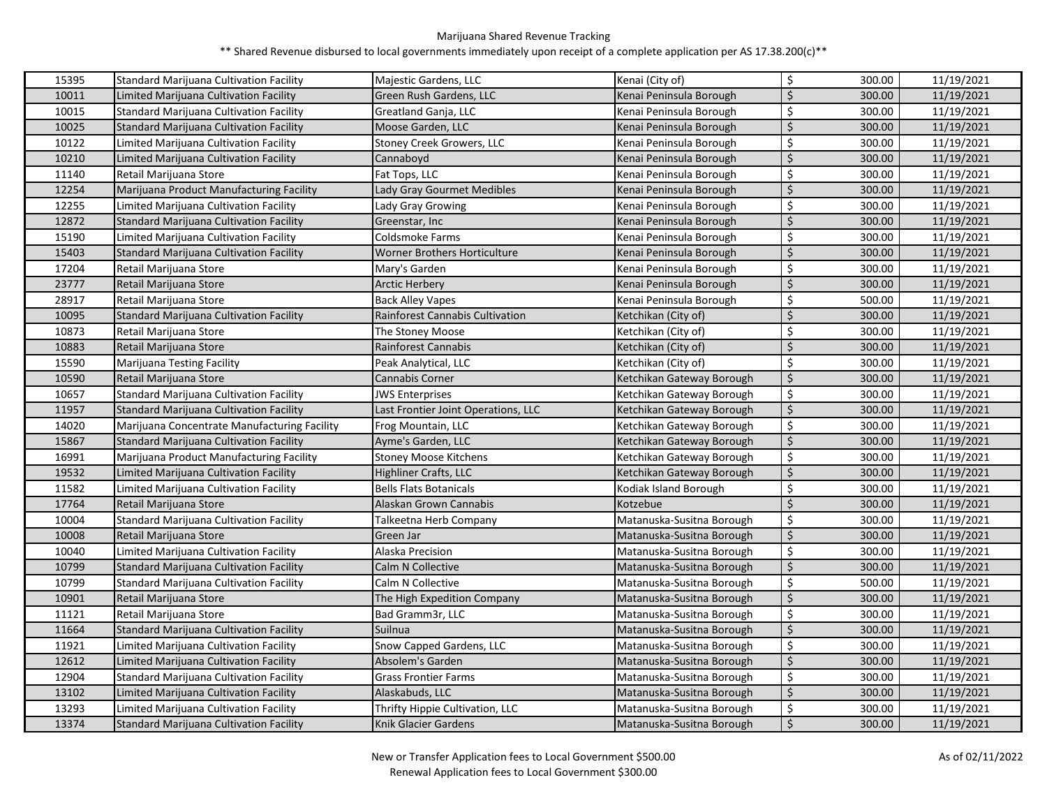Marijuana Shared Revenue Tracking

** Shared Revenue disbursed to local governments immediately upon receipt of a complete application per AS 17.38.200(c)**

| | | | | | |
|---|---|---|---|---|---|
| 15395 | Standard Marijuana Cultivation Facility | Majestic Gardens, LLC | Kenai (City of) | $ 300.00 | 11/19/2021 |
| 10011 | Limited Marijuana Cultivation Facility | Green Rush Gardens, LLC | Kenai Peninsula Borough | $ 300.00 | 11/19/2021 |
| 10015 | Standard Marijuana Cultivation Facility | Greatland Ganja, LLC | Kenai Peninsula Borough | $ 300.00 | 11/19/2021 |
| 10025 | Standard Marijuana Cultivation Facility | Moose Garden, LLC | Kenai Peninsula Borough | $ 300.00 | 11/19/2021 |
| 10122 | Limited Marijuana Cultivation Facility | Stoney Creek Growers, LLC | Kenai Peninsula Borough | $ 300.00 | 11/19/2021 |
| 10210 | Limited Marijuana Cultivation Facility | Cannaboyd | Kenai Peninsula Borough | $ 300.00 | 11/19/2021 |
| 11140 | Retail Marijuana Store | Fat Tops, LLC | Kenai Peninsula Borough | $ 300.00 | 11/19/2021 |
| 12254 | Marijuana Product Manufacturing Facility | Lady Gray Gourmet Medibles | Kenai Peninsula Borough | $ 300.00 | 11/19/2021 |
| 12255 | Limited Marijuana Cultivation Facility | Lady Gray Growing | Kenai Peninsula Borough | $ 300.00 | 11/19/2021 |
| 12872 | Standard Marijuana Cultivation Facility | Greenstar, Inc | Kenai Peninsula Borough | $ 300.00 | 11/19/2021 |
| 15190 | Limited Marijuana Cultivation Facility | Coldsmoke Farms | Kenai Peninsula Borough | $ 300.00 | 11/19/2021 |
| 15403 | Standard Marijuana Cultivation Facility | Worner Brothers Horticulture | Kenai Peninsula Borough | $ 300.00 | 11/19/2021 |
| 17204 | Retail Marijuana Store | Mary's Garden | Kenai Peninsula Borough | $ 300.00 | 11/19/2021 |
| 23777 | Retail Marijuana Store | Arctic Herbery | Kenai Peninsula Borough | $ 300.00 | 11/19/2021 |
| 28917 | Retail Marijuana Store | Back Alley Vapes | Kenai Peninsula Borough | $ 500.00 | 11/19/2021 |
| 10095 | Standard Marijuana Cultivation Facility | Rainforest Cannabis Cultivation | Ketchikan (City of) | $ 300.00 | 11/19/2021 |
| 10873 | Retail Marijuana Store | The Stoney Moose | Ketchikan (City of) | $ 300.00 | 11/19/2021 |
| 10883 | Retail Marijuana Store | Rainforest Cannabis | Ketchikan (City of) | $ 300.00 | 11/19/2021 |
| 15590 | Marijuana Testing Facility | Peak Analytical, LLC | Ketchikan (City of) | $ 300.00 | 11/19/2021 |
| 10590 | Retail Marijuana Store | Cannabis Corner | Ketchikan Gateway Borough | $ 300.00 | 11/19/2021 |
| 10657 | Standard Marijuana Cultivation Facility | JWS Enterprises | Ketchikan Gateway Borough | $ 300.00 | 11/19/2021 |
| 11957 | Standard Marijuana Cultivation Facility | Last Frontier Joint Operations, LLC | Ketchikan Gateway Borough | $ 300.00 | 11/19/2021 |
| 14020 | Marijuana Concentrate Manufacturing Facility | Frog Mountain, LLC | Ketchikan Gateway Borough | $ 300.00 | 11/19/2021 |
| 15867 | Standard Marijuana Cultivation Facility | Ayme's Garden, LLC | Ketchikan Gateway Borough | $ 300.00 | 11/19/2021 |
| 16991 | Marijuana Product Manufacturing Facility | Stoney Moose Kitchens | Ketchikan Gateway Borough | $ 300.00 | 11/19/2021 |
| 19532 | Limited Marijuana Cultivation Facility | Highliner Crafts, LLC | Ketchikan Gateway Borough | $ 300.00 | 11/19/2021 |
| 11582 | Limited Marijuana Cultivation Facility | Bells Flats Botanicals | Kodiak Island Borough | $ 300.00 | 11/19/2021 |
| 17764 | Retail Marijuana Store | Alaskan Grown Cannabis | Kotzebue | $ 300.00 | 11/19/2021 |
| 10004 | Standard Marijuana Cultivation Facility | Talkeetna Herb Company | Matanuska-Susitna Borough | $ 300.00 | 11/19/2021 |
| 10008 | Retail Marijuana Store | Green Jar | Matanuska-Susitna Borough | $ 300.00 | 11/19/2021 |
| 10040 | Limited Marijuana Cultivation Facility | Alaska Precision | Matanuska-Susitna Borough | $ 300.00 | 11/19/2021 |
| 10799 | Standard Marijuana Cultivation Facility | Calm N Collective | Matanuska-Susitna Borough | $ 300.00 | 11/19/2021 |
| 10799 | Standard Marijuana Cultivation Facility | Calm N Collective | Matanuska-Susitna Borough | $ 500.00 | 11/19/2021 |
| 10901 | Retail Marijuana Store | The High Expedition Company | Matanuska-Susitna Borough | $ 300.00 | 11/19/2021 |
| 11121 | Retail Marijuana Store | Bad Gramm3r, LLC | Matanuska-Susitna Borough | $ 300.00 | 11/19/2021 |
| 11664 | Standard Marijuana Cultivation Facility | Suilnua | Matanuska-Susitna Borough | $ 300.00 | 11/19/2021 |
| 11921 | Limited Marijuana Cultivation Facility | Snow Capped Gardens, LLC | Matanuska-Susitna Borough | $ 300.00 | 11/19/2021 |
| 12612 | Limited Marijuana Cultivation Facility | Absolem's Garden | Matanuska-Susitna Borough | $ 300.00 | 11/19/2021 |
| 12904 | Standard Marijuana Cultivation Facility | Grass Frontier Farms | Matanuska-Susitna Borough | $ 300.00 | 11/19/2021 |
| 13102 | Limited Marijuana Cultivation Facility | Alaskabuds, LLC | Matanuska-Susitna Borough | $ 300.00 | 11/19/2021 |
| 13293 | Limited Marijuana Cultivation Facility | Thrifty Hippie Cultivation, LLC | Matanuska-Susitna Borough | $ 300.00 | 11/19/2021 |
| 13374 | Standard Marijuana Cultivation Facility | Knik Glacier Gardens | Matanuska-Susitna Borough | $ 300.00 | 11/19/2021 |

New or Transfer Application fees to Local Government $500.00

Renewal Application fees to Local Government $300.00

As of 02/11/2022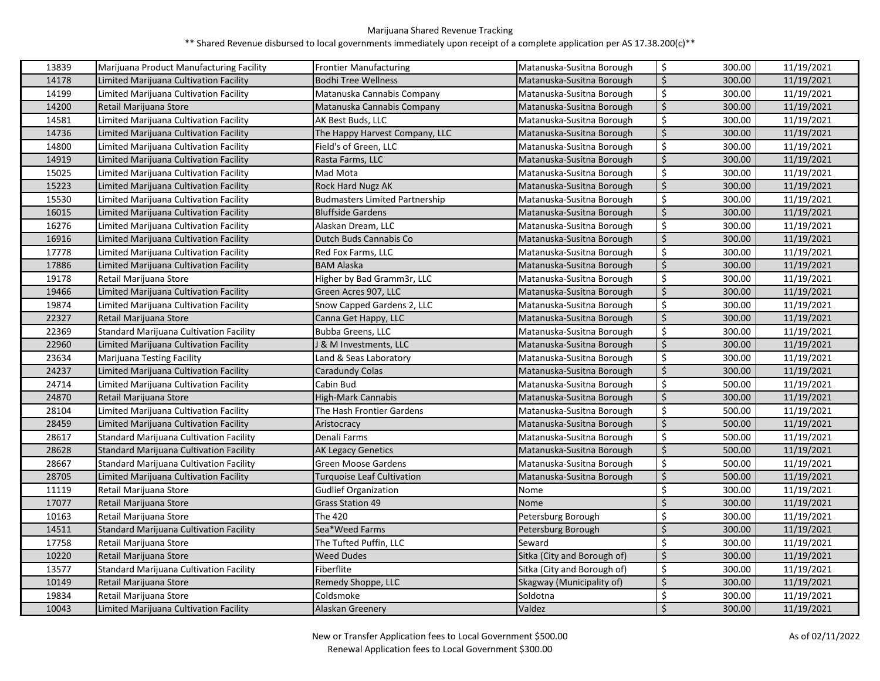Marijuana Shared Revenue Tracking

** Shared Revenue disbursed to local governments immediately upon receipt of a complete application per AS 17.38.200(c)**

| | | | | | |
|---|---|---|---|---|---|
| 13839 | Marijuana Product Manufacturing Facility | Frontier Manufacturing | Matanuska-Susitna Borough | $ 300.00 | 11/19/2021 |
| 14178 | Limited Marijuana Cultivation Facility | Bodhi Tree Wellness | Matanuska-Susitna Borough | $ 300.00 | 11/19/2021 |
| 14199 | Limited Marijuana Cultivation Facility | Matanuska Cannabis Company | Matanuska-Susitna Borough | $ 300.00 | 11/19/2021 |
| 14200 | Retail Marijuana Store | Matanuska Cannabis Company | Matanuska-Susitna Borough | $ 300.00 | 11/19/2021 |
| 14581 | Limited Marijuana Cultivation Facility | AK Best Buds, LLC | Matanuska-Susitna Borough | $ 300.00 | 11/19/2021 |
| 14736 | Limited Marijuana Cultivation Facility | The Happy Harvest Company, LLC | Matanuska-Susitna Borough | $ 300.00 | 11/19/2021 |
| 14800 | Limited Marijuana Cultivation Facility | Field's of Green, LLC | Matanuska-Susitna Borough | $ 300.00 | 11/19/2021 |
| 14919 | Limited Marijuana Cultivation Facility | Rasta Farms, LLC | Matanuska-Susitna Borough | $ 300.00 | 11/19/2021 |
| 15025 | Limited Marijuana Cultivation Facility | Mad Mota | Matanuska-Susitna Borough | $ 300.00 | 11/19/2021 |
| 15223 | Limited Marijuana Cultivation Facility | Rock Hard Nugz AK | Matanuska-Susitna Borough | $ 300.00 | 11/19/2021 |
| 15530 | Limited Marijuana Cultivation Facility | Budmasters Limited Partnership | Matanuska-Susitna Borough | $ 300.00 | 11/19/2021 |
| 16015 | Limited Marijuana Cultivation Facility | Bluffside Gardens | Matanuska-Susitna Borough | $ 300.00 | 11/19/2021 |
| 16276 | Limited Marijuana Cultivation Facility | Alaskan Dream, LLC | Matanuska-Susitna Borough | $ 300.00 | 11/19/2021 |
| 16916 | Limited Marijuana Cultivation Facility | Dutch Buds Cannabis Co | Matanuska-Susitna Borough | $ 300.00 | 11/19/2021 |
| 17778 | Limited Marijuana Cultivation Facility | Red Fox Farms, LLC | Matanuska-Susitna Borough | $ 300.00 | 11/19/2021 |
| 17886 | Limited Marijuana Cultivation Facility | BAM Alaska | Matanuska-Susitna Borough | $ 300.00 | 11/19/2021 |
| 19178 | Retail Marijuana Store | Higher by Bad Gramm3r, LLC | Matanuska-Susitna Borough | $ 300.00 | 11/19/2021 |
| 19466 | Limited Marijuana Cultivation Facility | Green Acres 907, LLC | Matanuska-Susitna Borough | $ 300.00 | 11/19/2021 |
| 19874 | Limited Marijuana Cultivation Facility | Snow Capped Gardens 2, LLC | Matanuska-Susitna Borough | $ 300.00 | 11/19/2021 |
| 22327 | Retail Marijuana Store | Canna Get Happy, LLC | Matanuska-Susitna Borough | $ 300.00 | 11/19/2021 |
| 22369 | Standard Marijuana Cultivation Facility | Bubba Greens, LLC | Matanuska-Susitna Borough | $ 300.00 | 11/19/2021 |
| 22960 | Limited Marijuana Cultivation Facility | J & M Investments, LLC | Matanuska-Susitna Borough | $ 300.00 | 11/19/2021 |
| 23634 | Marijuana Testing Facility | Land & Seas Laboratory | Matanuska-Susitna Borough | $ 300.00 | 11/19/2021 |
| 24237 | Limited Marijuana Cultivation Facility | Caradundy Colas | Matanuska-Susitna Borough | $ 300.00 | 11/19/2021 |
| 24714 | Limited Marijuana Cultivation Facility | Cabin Bud | Matanuska-Susitna Borough | $ 500.00 | 11/19/2021 |
| 24870 | Retail Marijuana Store | High-Mark Cannabis | Matanuska-Susitna Borough | $ 300.00 | 11/19/2021 |
| 28104 | Limited Marijuana Cultivation Facility | The Hash Frontier Gardens | Matanuska-Susitna Borough | $ 500.00 | 11/19/2021 |
| 28459 | Limited Marijuana Cultivation Facility | Aristocracy | Matanuska-Susitna Borough | $ 500.00 | 11/19/2021 |
| 28617 | Standard Marijuana Cultivation Facility | Denali Farms | Matanuska-Susitna Borough | $ 500.00 | 11/19/2021 |
| 28628 | Standard Marijuana Cultivation Facility | AK Legacy Genetics | Matanuska-Susitna Borough | $ 500.00 | 11/19/2021 |
| 28667 | Standard Marijuana Cultivation Facility | Green Moose Gardens | Matanuska-Susitna Borough | $ 500.00 | 11/19/2021 |
| 28705 | Limited Marijuana Cultivation Facility | Turquoise Leaf Cultivation | Matanuska-Susitna Borough | $ 500.00 | 11/19/2021 |
| 11119 | Retail Marijuana Store | Gudlief Organization | Nome | $ 300.00 | 11/19/2021 |
| 17077 | Retail Marijuana Store | Grass Station 49 | Nome | $ 300.00 | 11/19/2021 |
| 10163 | Retail Marijuana Store | The 420 | Petersburg Borough | $ 300.00 | 11/19/2021 |
| 14511 | Standard Marijuana Cultivation Facility | Sea*Weed Farms | Petersburg Borough | $ 300.00 | 11/19/2021 |
| 17758 | Retail Marijuana Store | The Tufted Puffin, LLC | Seward | $ 300.00 | 11/19/2021 |
| 10220 | Retail Marijuana Store | Weed Dudes | Sitka (City and Borough of) | $ 300.00 | 11/19/2021 |
| 13577 | Standard Marijuana Cultivation Facility | Fiberflite | Sitka (City and Borough of) | $ 300.00 | 11/19/2021 |
| 10149 | Retail Marijuana Store | Remedy Shoppe, LLC | Skagway (Municipality of) | $ 300.00 | 11/19/2021 |
| 19834 | Retail Marijuana Store | Coldsmoke | Soldotna | $ 300.00 | 11/19/2021 |
| 10043 | Limited Marijuana Cultivation Facility | Alaskan Greenery | Valdez | $ 300.00 | 11/19/2021 |

New or Transfer Application fees to Local Government $500.00

Renewal Application fees to Local Government $300.00

As of 02/11/2022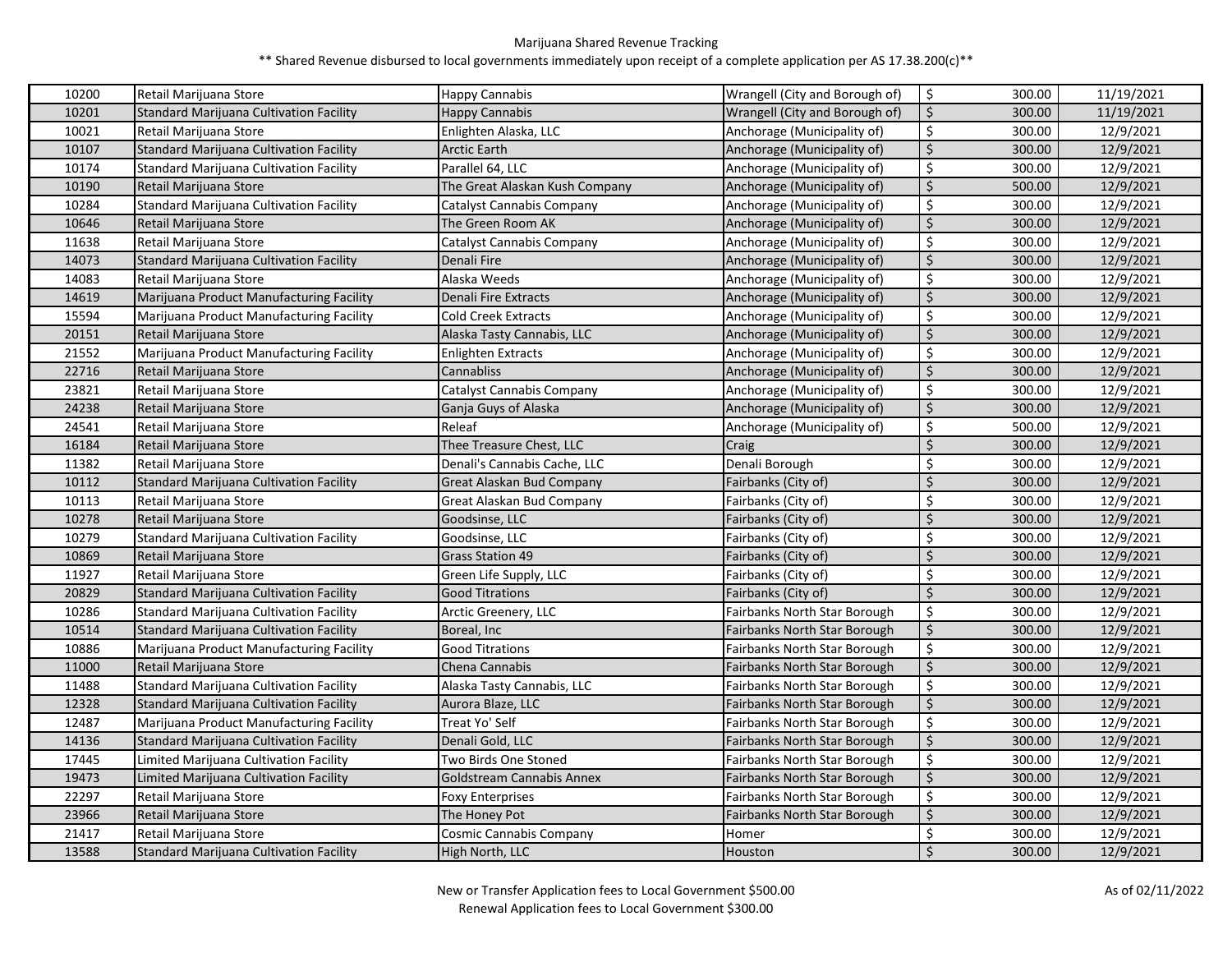Marijuana Shared Revenue Tracking

** Shared Revenue disbursed to local governments immediately upon receipt of a complete application per AS 17.38.200(c)**

| | | | | | | |
|---|---|---|---|---|---|---|
| 10200 | Retail Marijuana Store | Happy Cannabis | Wrangell (City and Borough of) | $ | 300.00 | 11/19/2021 |
| 10201 | Standard Marijuana Cultivation Facility | Happy Cannabis | Wrangell (City and Borough of) | $ | 300.00 | 11/19/2021 |
| 10021 | Retail Marijuana Store | Enlighten Alaska, LLC | Anchorage (Municipality of) | $ | 300.00 | 12/9/2021 |
| 10107 | Standard Marijuana Cultivation Facility | Arctic Earth | Anchorage (Municipality of) | $ | 300.00 | 12/9/2021 |
| 10174 | Standard Marijuana Cultivation Facility | Parallel 64, LLC | Anchorage (Municipality of) | $ | 300.00 | 12/9/2021 |
| 10190 | Retail Marijuana Store | The Great Alaskan Kush Company | Anchorage (Municipality of) | $ | 500.00 | 12/9/2021 |
| 10284 | Standard Marijuana Cultivation Facility | Catalyst Cannabis Company | Anchorage (Municipality of) | $ | 300.00 | 12/9/2021 |
| 10646 | Retail Marijuana Store | The Green Room AK | Anchorage (Municipality of) | $ | 300.00 | 12/9/2021 |
| 11638 | Retail Marijuana Store | Catalyst Cannabis Company | Anchorage (Municipality of) | $ | 300.00 | 12/9/2021 |
| 14073 | Standard Marijuana Cultivation Facility | Denali Fire | Anchorage (Municipality of) | $ | 300.00 | 12/9/2021 |
| 14083 | Retail Marijuana Store | Alaska Weeds | Anchorage (Municipality of) | $ | 300.00 | 12/9/2021 |
| 14619 | Marijuana Product Manufacturing Facility | Denali Fire Extracts | Anchorage (Municipality of) | $ | 300.00 | 12/9/2021 |
| 15594 | Marijuana Product Manufacturing Facility | Cold Creek Extracts | Anchorage (Municipality of) | $ | 300.00 | 12/9/2021 |
| 20151 | Retail Marijuana Store | Alaska Tasty Cannabis, LLC | Anchorage (Municipality of) | $ | 300.00 | 12/9/2021 |
| 21552 | Marijuana Product Manufacturing Facility | Enlighten Extracts | Anchorage (Municipality of) | $ | 300.00 | 12/9/2021 |
| 22716 | Retail Marijuana Store | Cannabliss | Anchorage (Municipality of) | $ | 300.00 | 12/9/2021 |
| 23821 | Retail Marijuana Store | Catalyst Cannabis Company | Anchorage (Municipality of) | $ | 300.00 | 12/9/2021 |
| 24238 | Retail Marijuana Store | Ganja Guys of Alaska | Anchorage (Municipality of) | $ | 300.00 | 12/9/2021 |
| 24541 | Retail Marijuana Store | Releaf | Anchorage (Municipality of) | $ | 500.00 | 12/9/2021 |
| 16184 | Retail Marijuana Store | Thee Treasure Chest, LLC | Craig | $ | 300.00 | 12/9/2021 |
| 11382 | Retail Marijuana Store | Denali's Cannabis Cache, LLC | Denali Borough | $ | 300.00 | 12/9/2021 |
| 10112 | Standard Marijuana Cultivation Facility | Great Alaskan Bud Company | Fairbanks (City of) | $ | 300.00 | 12/9/2021 |
| 10113 | Retail Marijuana Store | Great Alaskan Bud Company | Fairbanks (City of) | $ | 300.00 | 12/9/2021 |
| 10278 | Retail Marijuana Store | Goodsinse, LLC | Fairbanks (City of) | $ | 300.00 | 12/9/2021 |
| 10279 | Standard Marijuana Cultivation Facility | Goodsinse, LLC | Fairbanks (City of) | $ | 300.00 | 12/9/2021 |
| 10869 | Retail Marijuana Store | Grass Station 49 | Fairbanks (City of) | $ | 300.00 | 12/9/2021 |
| 11927 | Retail Marijuana Store | Green Life Supply, LLC | Fairbanks (City of) | $ | 300.00 | 12/9/2021 |
| 20829 | Standard Marijuana Cultivation Facility | Good Titrations | Fairbanks (City of) | $ | 300.00 | 12/9/2021 |
| 10286 | Standard Marijuana Cultivation Facility | Arctic Greenery, LLC | Fairbanks North Star Borough | $ | 300.00 | 12/9/2021 |
| 10514 | Standard Marijuana Cultivation Facility | Boreal, Inc | Fairbanks North Star Borough | $ | 300.00 | 12/9/2021 |
| 10886 | Marijuana Product Manufacturing Facility | Good Titrations | Fairbanks North Star Borough | $ | 300.00 | 12/9/2021 |
| 11000 | Retail Marijuana Store | Chena Cannabis | Fairbanks North Star Borough | $ | 300.00 | 12/9/2021 |
| 11488 | Standard Marijuana Cultivation Facility | Alaska Tasty Cannabis, LLC | Fairbanks North Star Borough | $ | 300.00 | 12/9/2021 |
| 12328 | Standard Marijuana Cultivation Facility | Aurora Blaze, LLC | Fairbanks North Star Borough | $ | 300.00 | 12/9/2021 |
| 12487 | Marijuana Product Manufacturing Facility | Treat Yo' Self | Fairbanks North Star Borough | $ | 300.00 | 12/9/2021 |
| 14136 | Standard Marijuana Cultivation Facility | Denali Gold, LLC | Fairbanks North Star Borough | $ | 300.00 | 12/9/2021 |
| 17445 | Limited Marijuana Cultivation Facility | Two Birds One Stoned | Fairbanks North Star Borough | $ | 300.00 | 12/9/2021 |
| 19473 | Limited Marijuana Cultivation Facility | Goldstream Cannabis Annex | Fairbanks North Star Borough | $ | 300.00 | 12/9/2021 |
| 22297 | Retail Marijuana Store | Foxy Enterprises | Fairbanks North Star Borough | $ | 300.00 | 12/9/2021 |
| 23966 | Retail Marijuana Store | The Honey Pot | Fairbanks North Star Borough | $ | 300.00 | 12/9/2021 |
| 21417 | Retail Marijuana Store | Cosmic Cannabis Company | Homer | $ | 300.00 | 12/9/2021 |
| 13588 | Standard Marijuana Cultivation Facility | High North, LLC | Houston | $ | 300.00 | 12/9/2021 |

New or Transfer Application fees to Local Government $500.00

Renewal Application fees to Local Government $300.00

As of 02/11/2022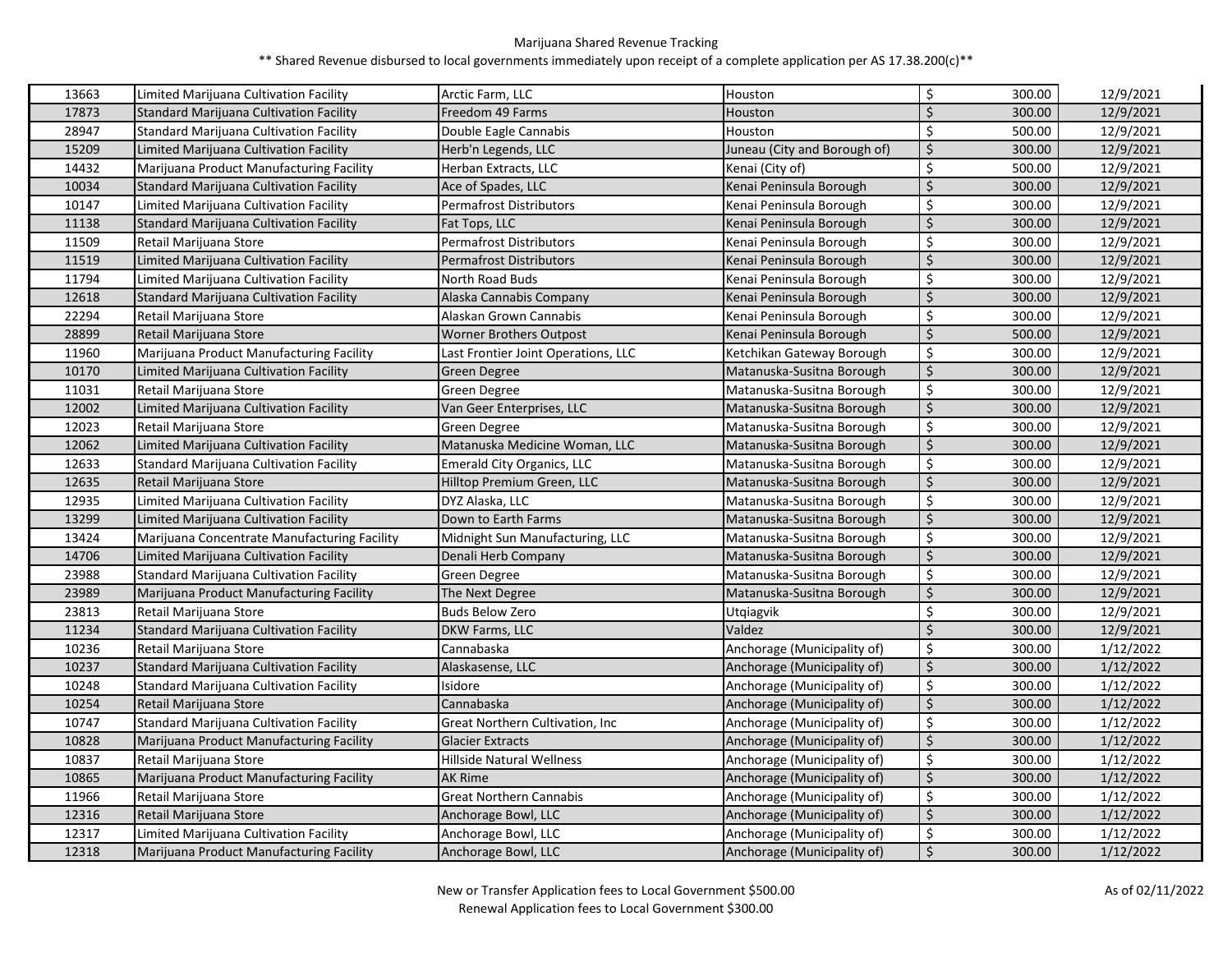Marijuana Shared Revenue Tracking

** Shared Revenue disbursed to local governments immediately upon receipt of a complete application per AS 17.38.200(c)**

| | | | | | |
|---|---|---|---|---|---|
| 13663 | Limited Marijuana Cultivation Facility | Arctic Farm, LLC | Houston | $ 300.00 | 12/9/2021 |
| 17873 | Standard Marijuana Cultivation Facility | Freedom 49 Farms | Houston | $ 300.00 | 12/9/2021 |
| 28947 | Standard Marijuana Cultivation Facility | Double Eagle Cannabis | Houston | $ 500.00 | 12/9/2021 |
| 15209 | Limited Marijuana Cultivation Facility | Herb'n Legends, LLC | Juneau (City and Borough of) | $ 300.00 | 12/9/2021 |
| 14432 | Marijuana Product Manufacturing Facility | Herban Extracts, LLC | Kenai (City of) | $ 500.00 | 12/9/2021 |
| 10034 | Standard Marijuana Cultivation Facility | Ace of Spades, LLC | Kenai Peninsula Borough | $ 300.00 | 12/9/2021 |
| 10147 | Limited Marijuana Cultivation Facility | Permafrost Distributors | Kenai Peninsula Borough | $ 300.00 | 12/9/2021 |
| 11138 | Standard Marijuana Cultivation Facility | Fat Tops, LLC | Kenai Peninsula Borough | $ 300.00 | 12/9/2021 |
| 11509 | Retail Marijuana Store | Permafrost Distributors | Kenai Peninsula Borough | $ 300.00 | 12/9/2021 |
| 11519 | Limited Marijuana Cultivation Facility | Permafrost Distributors | Kenai Peninsula Borough | $ 300.00 | 12/9/2021 |
| 11794 | Limited Marijuana Cultivation Facility | North Road Buds | Kenai Peninsula Borough | $ 300.00 | 12/9/2021 |
| 12618 | Standard Marijuana Cultivation Facility | Alaska Cannabis Company | Kenai Peninsula Borough | $ 300.00 | 12/9/2021 |
| 22294 | Retail Marijuana Store | Alaskan Grown Cannabis | Kenai Peninsula Borough | $ 300.00 | 12/9/2021 |
| 28899 | Retail Marijuana Store | Worner Brothers Outpost | Kenai Peninsula Borough | $ 500.00 | 12/9/2021 |
| 11960 | Marijuana Product Manufacturing Facility | Last Frontier Joint Operations, LLC | Ketchikan Gateway Borough | $ 300.00 | 12/9/2021 |
| 10170 | Limited Marijuana Cultivation Facility | Green Degree | Matanuska-Susitna Borough | $ 300.00 | 12/9/2021 |
| 11031 | Retail Marijuana Store | Green Degree | Matanuska-Susitna Borough | $ 300.00 | 12/9/2021 |
| 12002 | Limited Marijuana Cultivation Facility | Van Geer Enterprises, LLC | Matanuska-Susitna Borough | $ 300.00 | 12/9/2021 |
| 12023 | Retail Marijuana Store | Green Degree | Matanuska-Susitna Borough | $ 300.00 | 12/9/2021 |
| 12062 | Limited Marijuana Cultivation Facility | Matanuska Medicine Woman, LLC | Matanuska-Susitna Borough | $ 300.00 | 12/9/2021 |
| 12633 | Standard Marijuana Cultivation Facility | Emerald City Organics, LLC | Matanuska-Susitna Borough | $ 300.00 | 12/9/2021 |
| 12635 | Retail Marijuana Store | Hilltop Premium Green, LLC | Matanuska-Susitna Borough | $ 300.00 | 12/9/2021 |
| 12935 | Limited Marijuana Cultivation Facility | DYZ Alaska, LLC | Matanuska-Susitna Borough | $ 300.00 | 12/9/2021 |
| 13299 | Limited Marijuana Cultivation Facility | Down to Earth Farms | Matanuska-Susitna Borough | $ 300.00 | 12/9/2021 |
| 13424 | Marijuana Concentrate Manufacturing Facility | Midnight Sun Manufacturing, LLC | Matanuska-Susitna Borough | $ 300.00 | 12/9/2021 |
| 14706 | Limited Marijuana Cultivation Facility | Denali Herb Company | Matanuska-Susitna Borough | $ 300.00 | 12/9/2021 |
| 23988 | Standard Marijuana Cultivation Facility | Green Degree | Matanuska-Susitna Borough | $ 300.00 | 12/9/2021 |
| 23989 | Marijuana Product Manufacturing Facility | The Next Degree | Matanuska-Susitna Borough | $ 300.00 | 12/9/2021 |
| 23813 | Retail Marijuana Store | Buds Below Zero | Utqiagvik | $ 300.00 | 12/9/2021 |
| 11234 | Standard Marijuana Cultivation Facility | DKW Farms, LLC | Valdez | $ 300.00 | 12/9/2021 |
| 10236 | Retail Marijuana Store | Cannabaska | Anchorage (Municipality of) | $ 300.00 | 1/12/2022 |
| 10237 | Standard Marijuana Cultivation Facility | Alaskasense, LLC | Anchorage (Municipality of) | $ 300.00 | 1/12/2022 |
| 10248 | Standard Marijuana Cultivation Facility | Isidore | Anchorage (Municipality of) | $ 300.00 | 1/12/2022 |
| 10254 | Retail Marijuana Store | Cannabaska | Anchorage (Municipality of) | $ 300.00 | 1/12/2022 |
| 10747 | Standard Marijuana Cultivation Facility | Great Northern Cultivation, Inc | Anchorage (Municipality of) | $ 300.00 | 1/12/2022 |
| 10828 | Marijuana Product Manufacturing Facility | Glacier Extracts | Anchorage (Municipality of) | $ 300.00 | 1/12/2022 |
| 10837 | Retail Marijuana Store | Hillside Natural Wellness | Anchorage (Municipality of) | $ 300.00 | 1/12/2022 |
| 10865 | Marijuana Product Manufacturing Facility | AK Rime | Anchorage (Municipality of) | $ 300.00 | 1/12/2022 |
| 11966 | Retail Marijuana Store | Great Northern Cannabis | Anchorage (Municipality of) | $ 300.00 | 1/12/2022 |
| 12316 | Retail Marijuana Store | Anchorage Bowl, LLC | Anchorage (Municipality of) | $ 300.00 | 1/12/2022 |
| 12317 | Limited Marijuana Cultivation Facility | Anchorage Bowl, LLC | Anchorage (Municipality of) | $ 300.00 | 1/12/2022 |
| 12318 | Marijuana Product Manufacturing Facility | Anchorage Bowl, LLC | Anchorage (Municipality of) | $ 300.00 | 1/12/2022 |

New or Transfer Application fees to Local Government $500.00

Renewal Application fees to Local Government $300.00

As of 02/11/2022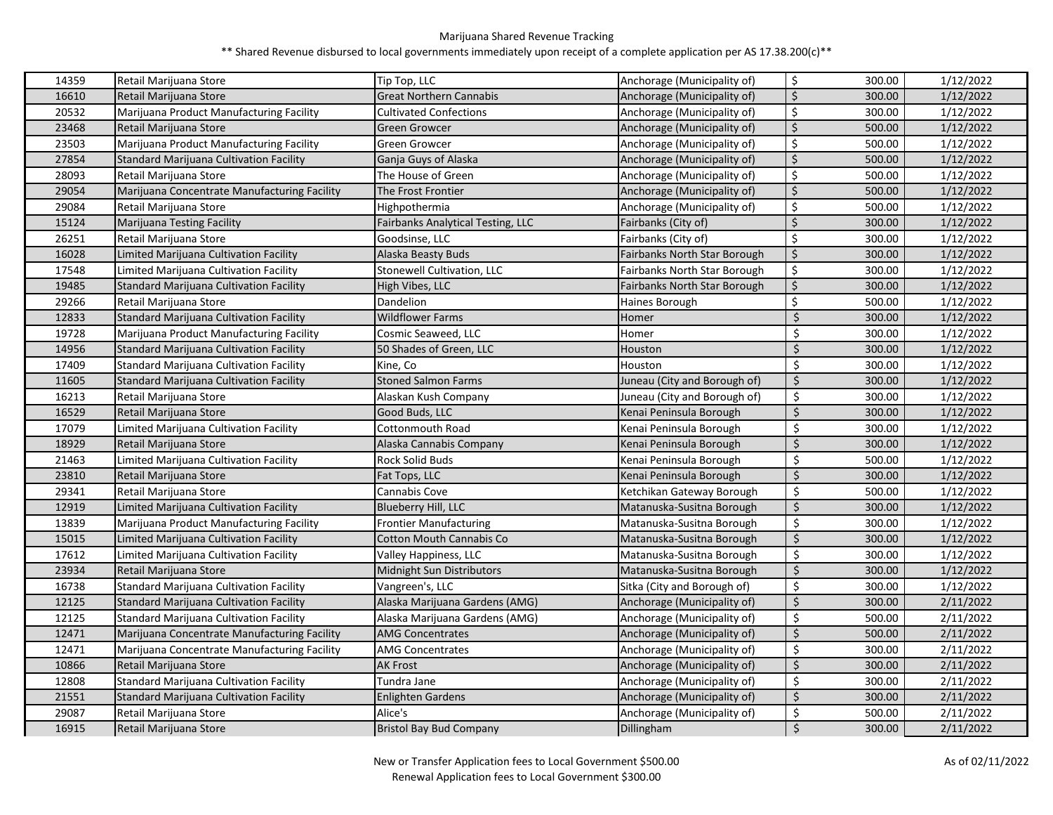Marijuana Shared Revenue Tracking

** Shared Revenue disbursed to local governments immediately upon receipt of a complete application per AS 17.38.200(c)**

| | | | | | |
|---|---|---|---|---|---|
| 14359 | Retail Marijuana Store | Tip Top, LLC | Anchorage (Municipality of) | $ 300.00 | 1/12/2022 |
| 16610 | Retail Marijuana Store | Great Northern Cannabis | Anchorage (Municipality of) | $ 300.00 | 1/12/2022 |
| 20532 | Marijuana Product Manufacturing Facility | Cultivated Confections | Anchorage (Municipality of) | $ 300.00 | 1/12/2022 |
| 23468 | Retail Marijuana Store | Green Growcer | Anchorage (Municipality of) | $ 500.00 | 1/12/2022 |
| 23503 | Marijuana Product Manufacturing Facility | Green Growcer | Anchorage (Municipality of) | $ 500.00 | 1/12/2022 |
| 27854 | Standard Marijuana Cultivation Facility | Ganja Guys of Alaska | Anchorage (Municipality of) | $ 500.00 | 1/12/2022 |
| 28093 | Retail Marijuana Store | The House of Green | Anchorage (Municipality of) | $ 500.00 | 1/12/2022 |
| 29054 | Marijuana Concentrate Manufacturing Facility | The Frost Frontier | Anchorage (Municipality of) | $ 500.00 | 1/12/2022 |
| 29084 | Retail Marijuana Store | Highpothermia | Anchorage (Municipality of) | $ 500.00 | 1/12/2022 |
| 15124 | Marijuana Testing Facility | Fairbanks Analytical Testing, LLC | Fairbanks (City of) | $ 300.00 | 1/12/2022 |
| 26251 | Retail Marijuana Store | Goodsinse, LLC | Fairbanks (City of) | $ 300.00 | 1/12/2022 |
| 16028 | Limited Marijuana Cultivation Facility | Alaska Beasty Buds | Fairbanks North Star Borough | $ 300.00 | 1/12/2022 |
| 17548 | Limited Marijuana Cultivation Facility | Stonewell Cultivation, LLC | Fairbanks North Star Borough | $ 300.00 | 1/12/2022 |
| 19485 | Standard Marijuana Cultivation Facility | High Vibes, LLC | Fairbanks North Star Borough | $ 300.00 | 1/12/2022 |
| 29266 | Retail Marijuana Store | Dandelion | Haines Borough | $ 500.00 | 1/12/2022 |
| 12833 | Standard Marijuana Cultivation Facility | Wildflower Farms | Homer | $ 300.00 | 1/12/2022 |
| 19728 | Marijuana Product Manufacturing Facility | Cosmic Seaweed, LLC | Homer | $ 300.00 | 1/12/2022 |
| 14956 | Standard Marijuana Cultivation Facility | 50 Shades of Green, LLC | Houston | $ 300.00 | 1/12/2022 |
| 17409 | Standard Marijuana Cultivation Facility | Kine, Co | Houston | $ 300.00 | 1/12/2022 |
| 11605 | Standard Marijuana Cultivation Facility | Stoned Salmon Farms | Juneau (City and Borough of) | $ 300.00 | 1/12/2022 |
| 16213 | Retail Marijuana Store | Alaskan Kush Company | Juneau (City and Borough of) | $ 300.00 | 1/12/2022 |
| 16529 | Retail Marijuana Store | Good Buds, LLC | Kenai Peninsula Borough | $ 300.00 | 1/12/2022 |
| 17079 | Limited Marijuana Cultivation Facility | Cottonmouth Road | Kenai Peninsula Borough | $ 300.00 | 1/12/2022 |
| 18929 | Retail Marijuana Store | Alaska Cannabis Company | Kenai Peninsula Borough | $ 300.00 | 1/12/2022 |
| 21463 | Limited Marijuana Cultivation Facility | Rock Solid Buds | Kenai Peninsula Borough | $ 500.00 | 1/12/2022 |
| 23810 | Retail Marijuana Store | Fat Tops, LLC | Kenai Peninsula Borough | $ 300.00 | 1/12/2022 |
| 29341 | Retail Marijuana Store | Cannabis Cove | Ketchikan Gateway Borough | $ 500.00 | 1/12/2022 |
| 12919 | Limited Marijuana Cultivation Facility | Blueberry Hill, LLC | Matanuska-Susitna Borough | $ 300.00 | 1/12/2022 |
| 13839 | Marijuana Product Manufacturing Facility | Frontier Manufacturing | Matanuska-Susitna Borough | $ 300.00 | 1/12/2022 |
| 15015 | Limited Marijuana Cultivation Facility | Cotton Mouth Cannabis Co | Matanuska-Susitna Borough | $ 300.00 | 1/12/2022 |
| 17612 | Limited Marijuana Cultivation Facility | Valley Happiness, LLC | Matanuska-Susitna Borough | $ 300.00 | 1/12/2022 |
| 23934 | Retail Marijuana Store | Midnight Sun Distributors | Matanuska-Susitna Borough | $ 300.00 | 1/12/2022 |
| 16738 | Standard Marijuana Cultivation Facility | Vangreen's, LLC | Sitka (City and Borough of) | $ 300.00 | 1/12/2022 |
| 12125 | Standard Marijuana Cultivation Facility | Alaska Marijuana Gardens (AMG) | Anchorage (Municipality of) | $ 300.00 | 2/11/2022 |
| 12125 | Standard Marijuana Cultivation Facility | Alaska Marijuana Gardens (AMG) | Anchorage (Municipality of) | $ 500.00 | 2/11/2022 |
| 12471 | Marijuana Concentrate Manufacturing Facility | AMG Concentrates | Anchorage (Municipality of) | $ 500.00 | 2/11/2022 |
| 12471 | Marijuana Concentrate Manufacturing Facility | AMG Concentrates | Anchorage (Municipality of) | $ 300.00 | 2/11/2022 |
| 10866 | Retail Marijuana Store | AK Frost | Anchorage (Municipality of) | $ 300.00 | 2/11/2022 |
| 12808 | Standard Marijuana Cultivation Facility | Tundra Jane | Anchorage (Municipality of) | $ 300.00 | 2/11/2022 |
| 21551 | Standard Marijuana Cultivation Facility | Enlighten Gardens | Anchorage (Municipality of) | $ 300.00 | 2/11/2022 |
| 29087 | Retail Marijuana Store | Alice's | Anchorage (Municipality of) | $ 500.00 | 2/11/2022 |
| 16915 | Retail Marijuana Store | Bristol Bay Bud Company | Dillingham | $ 300.00 | 2/11/2022 |

New or Transfer Application fees to Local Government $500.00

Renewal Application fees to Local Government $300.00

As of 02/11/2022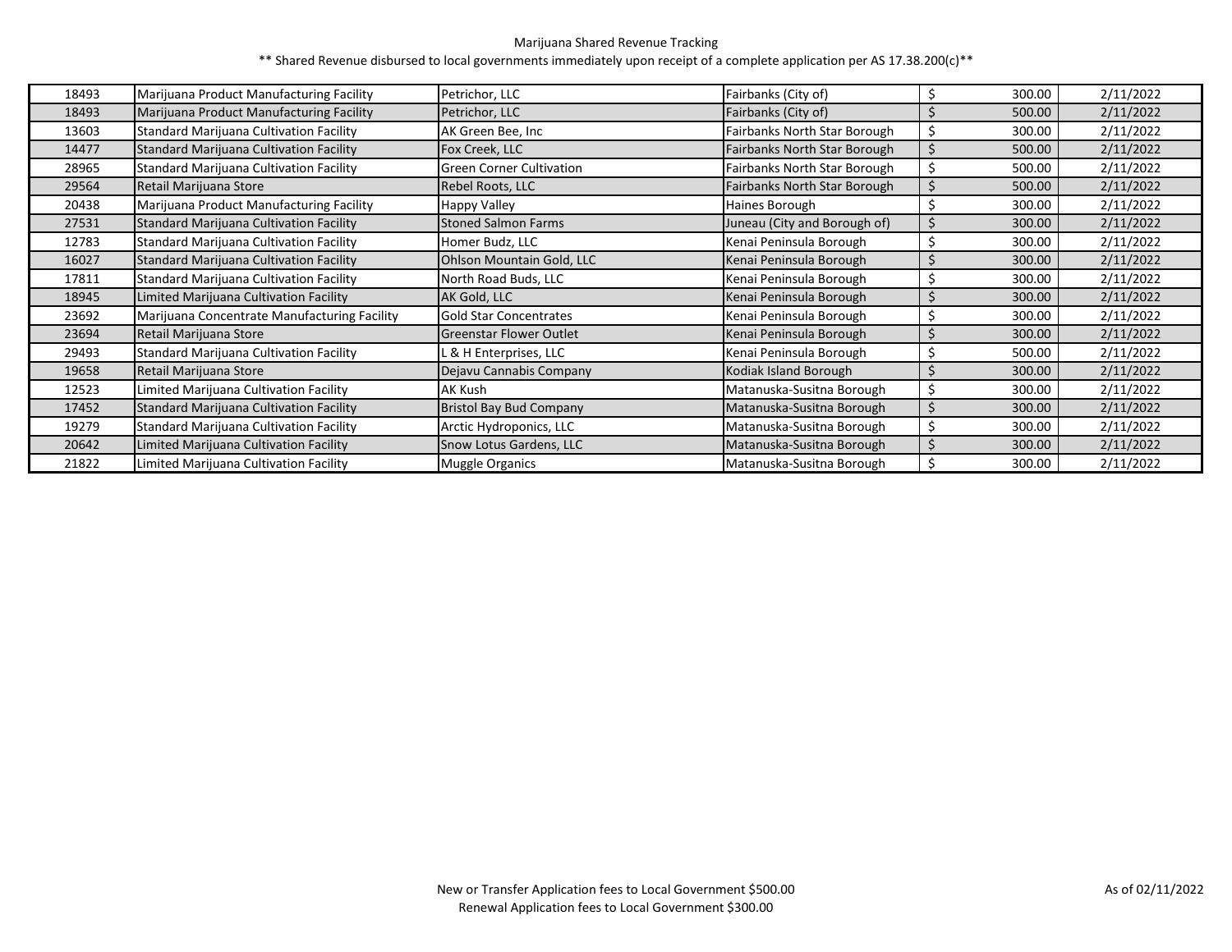Marijuana Shared Revenue Tracking

** Shared Revenue disbursed to local governments immediately upon receipt of a complete application per AS 17.38.200(c)**

| | | | | | |
|---|---|---|---|---|---|
| 18493 | Marijuana Product Manufacturing Facility | Petrichor, LLC | Fairbanks (City of) | $ 300.00 | 2/11/2022 |
| 18493 | Marijuana Product Manufacturing Facility | Petrichor, LLC | Fairbanks (City of) | $ 500.00 | 2/11/2022 |
| 13603 | Standard Marijuana Cultivation Facility | AK Green Bee, Inc | Fairbanks North Star Borough | $ 300.00 | 2/11/2022 |
| 14477 | Standard Marijuana Cultivation Facility | Fox Creek, LLC | Fairbanks North Star Borough | $ 500.00 | 2/11/2022 |
| 28965 | Standard Marijuana Cultivation Facility | Green Corner Cultivation | Fairbanks North Star Borough | $ 500.00 | 2/11/2022 |
| 29564 | Retail Marijuana Store | Rebel Roots, LLC | Fairbanks North Star Borough | $ 500.00 | 2/11/2022 |
| 20438 | Marijuana Product Manufacturing Facility | Happy Valley | Haines Borough | $ 300.00 | 2/11/2022 |
| 27531 | Standard Marijuana Cultivation Facility | Stoned Salmon Farms | Juneau (City and Borough of) | $ 300.00 | 2/11/2022 |
| 12783 | Standard Marijuana Cultivation Facility | Homer Budz, LLC | Kenai Peninsula Borough | $ 300.00 | 2/11/2022 |
| 16027 | Standard Marijuana Cultivation Facility | Ohlson Mountain Gold, LLC | Kenai Peninsula Borough | $ 300.00 | 2/11/2022 |
| 17811 | Standard Marijuana Cultivation Facility | North Road Buds, LLC | Kenai Peninsula Borough | $ 300.00 | 2/11/2022 |
| 18945 | Limited Marijuana Cultivation Facility | AK Gold, LLC | Kenai Peninsula Borough | $ 300.00 | 2/11/2022 |
| 23692 | Marijuana Concentrate Manufacturing Facility | Gold Star Concentrates | Kenai Peninsula Borough | $ 300.00 | 2/11/2022 |
| 23694 | Retail Marijuana Store | Greenstar Flower Outlet | Kenai Peninsula Borough | $ 300.00 | 2/11/2022 |
| 29493 | Standard Marijuana Cultivation Facility | L & H Enterprises, LLC | Kenai Peninsula Borough | $ 500.00 | 2/11/2022 |
| 19658 | Retail Marijuana Store | Dejavu Cannabis Company | Kodiak Island Borough | $ 300.00 | 2/11/2022 |
| 12523 | Limited Marijuana Cultivation Facility | AK Kush | Matanuska-Susitna Borough | $ 300.00 | 2/11/2022 |
| 17452 | Standard Marijuana Cultivation Facility | Bristol Bay Bud Company | Matanuska-Susitna Borough | $ 300.00 | 2/11/2022 |
| 19279 | Standard Marijuana Cultivation Facility | Arctic Hydroponics, LLC | Matanuska-Susitna Borough | $ 300.00 | 2/11/2022 |
| 20642 | Limited Marijuana Cultivation Facility | Snow Lotus Gardens, LLC | Matanuska-Susitna Borough | $ 300.00 | 2/11/2022 |
| 21822 | Limited Marijuana Cultivation Facility | Muggle Organics | Matanuska-Susitna Borough | $ 300.00 | 2/11/2022 |

New or Transfer Application fees to Local Government $500.00

Renewal Application fees to Local Government $300.00

As of 02/11/2022